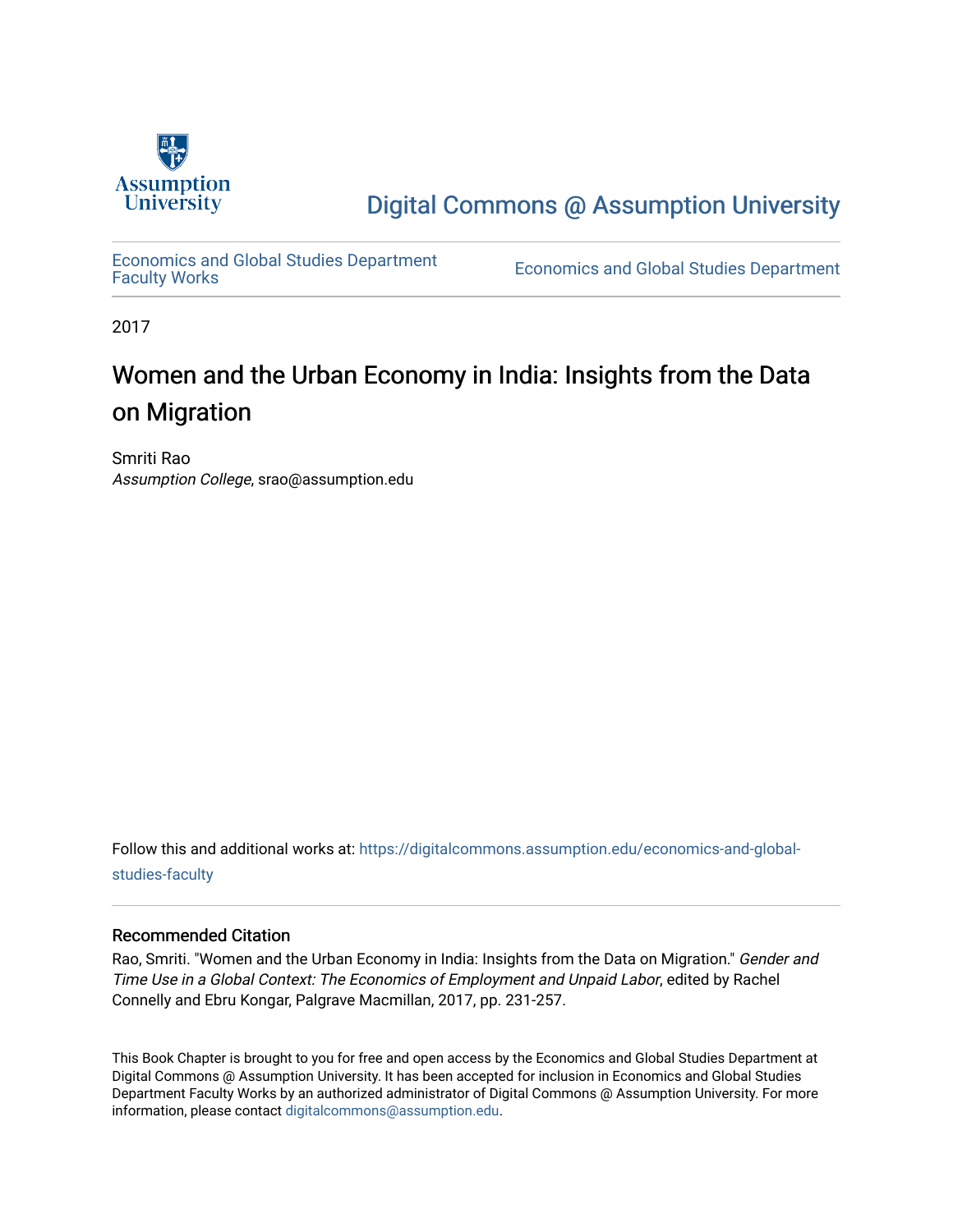Assumption University

# Digital Commons @ Assumption University

Economics and Global Studies Department Faculty Works | Economics and Global Studies Department

2017

# Women and the Urban Economy in India: Insights from the Data on Migration

Smriti Rao
*Assumption College*, srao@assumption.edu

Follow this and additional works at: https://digitalcommons.assumption.edu/economics-and-global-studies-faculty

### Recommended Citation

Rao, Smriti. "Women and the Urban Economy in India: Insights from the Data on Migration." *Gender and Time Use in a Global Context: The Economics of Employment and Unpaid Labor*, edited by Rachel Connelly and Ebru Kongar, Palgrave Macmillan, 2017, pp. 231-257.

This Book Chapter is brought to you for free and open access by the Economics and Global Studies Department at Digital Commons @ Assumption University. It has been accepted for inclusion in Economics and Global Studies Department Faculty Works by an authorized administrator of Digital Commons @ Assumption University. For more information, please contact digitalcommons@assumption.edu.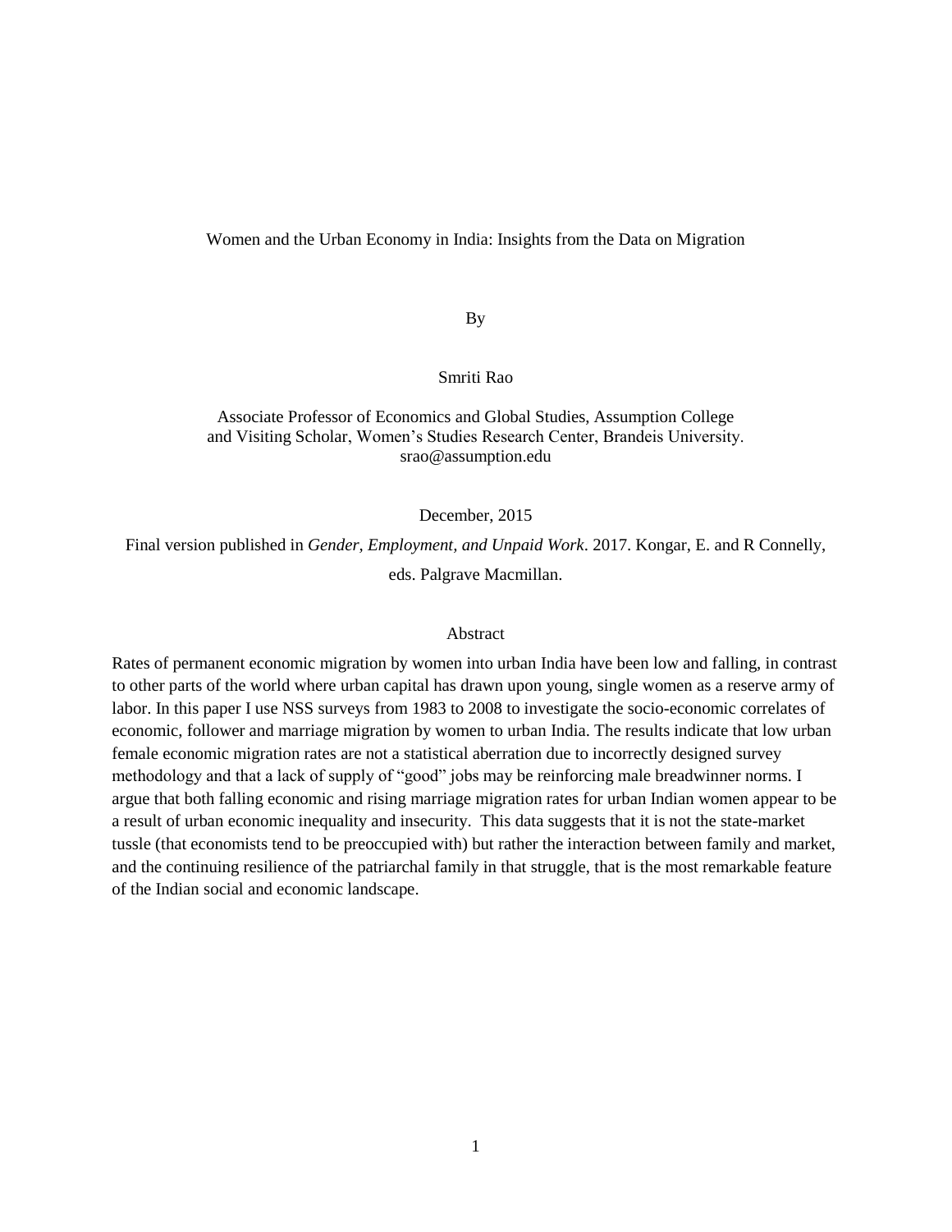# Women and the Urban Economy in India: Insights from the Data on Migration

By

Smriti Rao

Associate Professor of Economics and Global Studies, Assumption College
and Visiting Scholar, Women's Studies Research Center, Brandeis University.
srao@assumption.edu

December, 2015

Final version published in *Gender, Employment, and Unpaid Work*. 2017. Kongar, E. and R Connelly, eds. Palgrave Macmillan.

## Abstract

Rates of permanent economic migration by women into urban India have been low and falling, in contrast to other parts of the world where urban capital has drawn upon young, single women as a reserve army of labor. In this paper I use NSS surveys from 1983 to 2008 to investigate the socio-economic correlates of economic, follower and marriage migration by women to urban India. The results indicate that low urban female economic migration rates are not a statistical aberration due to incorrectly designed survey methodology and that a lack of supply of "good" jobs may be reinforcing male breadwinner norms. I argue that both falling economic and rising marriage migration rates for urban Indian women appear to be a result of urban economic inequality and insecurity. This data suggests that it is not the state-market tussle (that economists tend to be preoccupied with) but rather the interaction between family and market, and the continuing resilience of the patriarchal family in that struggle, that is the most remarkable feature of the Indian social and economic landscape.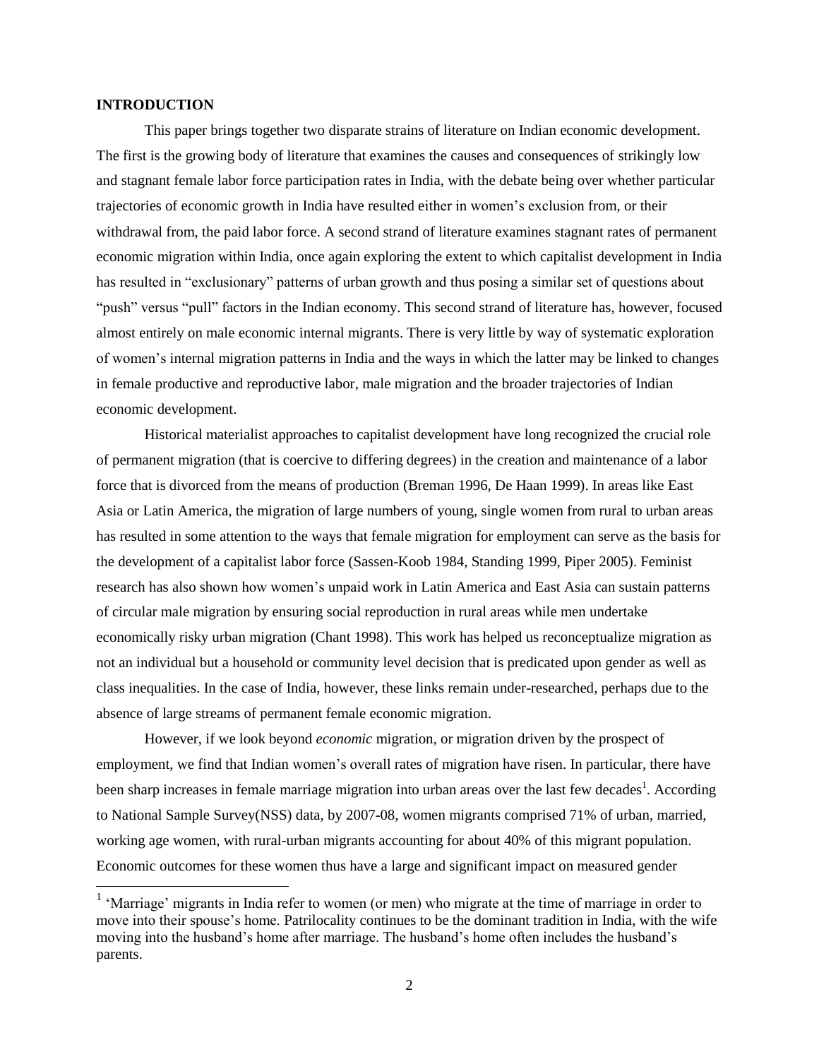## INTRODUCTION

This paper brings together two disparate strains of literature on Indian economic development. The first is the growing body of literature that examines the causes and consequences of strikingly low and stagnant female labor force participation rates in India, with the debate being over whether particular trajectories of economic growth in India have resulted either in women's exclusion from, or their withdrawal from, the paid labor force. A second strand of literature examines stagnant rates of permanent economic migration within India, once again exploring the extent to which capitalist development in India has resulted in "exclusionary" patterns of urban growth and thus posing a similar set of questions about "push" versus "pull" factors in the Indian economy. This second strand of literature has, however, focused almost entirely on male economic internal migrants. There is very little by way of systematic exploration of women's internal migration patterns in India and the ways in which the latter may be linked to changes in female productive and reproductive labor, male migration and the broader trajectories of Indian economic development.

Historical materialist approaches to capitalist development have long recognized the crucial role of permanent migration (that is coercive to differing degrees) in the creation and maintenance of a labor force that is divorced from the means of production (Breman 1996, De Haan 1999). In areas like East Asia or Latin America, the migration of large numbers of young, single women from rural to urban areas has resulted in some attention to the ways that female migration for employment can serve as the basis for the development of a capitalist labor force (Sassen-Koob 1984, Standing 1999, Piper 2005). Feminist research has also shown how women's unpaid work in Latin America and East Asia can sustain patterns of circular male migration by ensuring social reproduction in rural areas while men undertake economically risky urban migration (Chant 1998). This work has helped us reconceptualize migration as not an individual but a household or community level decision that is predicated upon gender as well as class inequalities. In the case of India, however, these links remain under-researched, perhaps due to the absence of large streams of permanent female economic migration.

However, if we look beyond *economic* migration, or migration driven by the prospect of employment, we find that Indian women's overall rates of migration have risen. In particular, there have been sharp increases in female marriage migration into urban areas over the last few decades[1]. According to National Sample Survey(NSS) data, by 2007-08, women migrants comprised 71% of urban, married, working age women, with rural-urban migrants accounting for about 40% of this migrant population. Economic outcomes for these women thus have a large and significant impact on measured gender

[1] 'Marriage' migrants in India refer to women (or men) who migrate at the time of marriage in order to move into their spouse's home. Patrilocality continues to be the dominant tradition in India, with the wife moving into the husband's home after marriage. The husband's home often includes the husband's parents.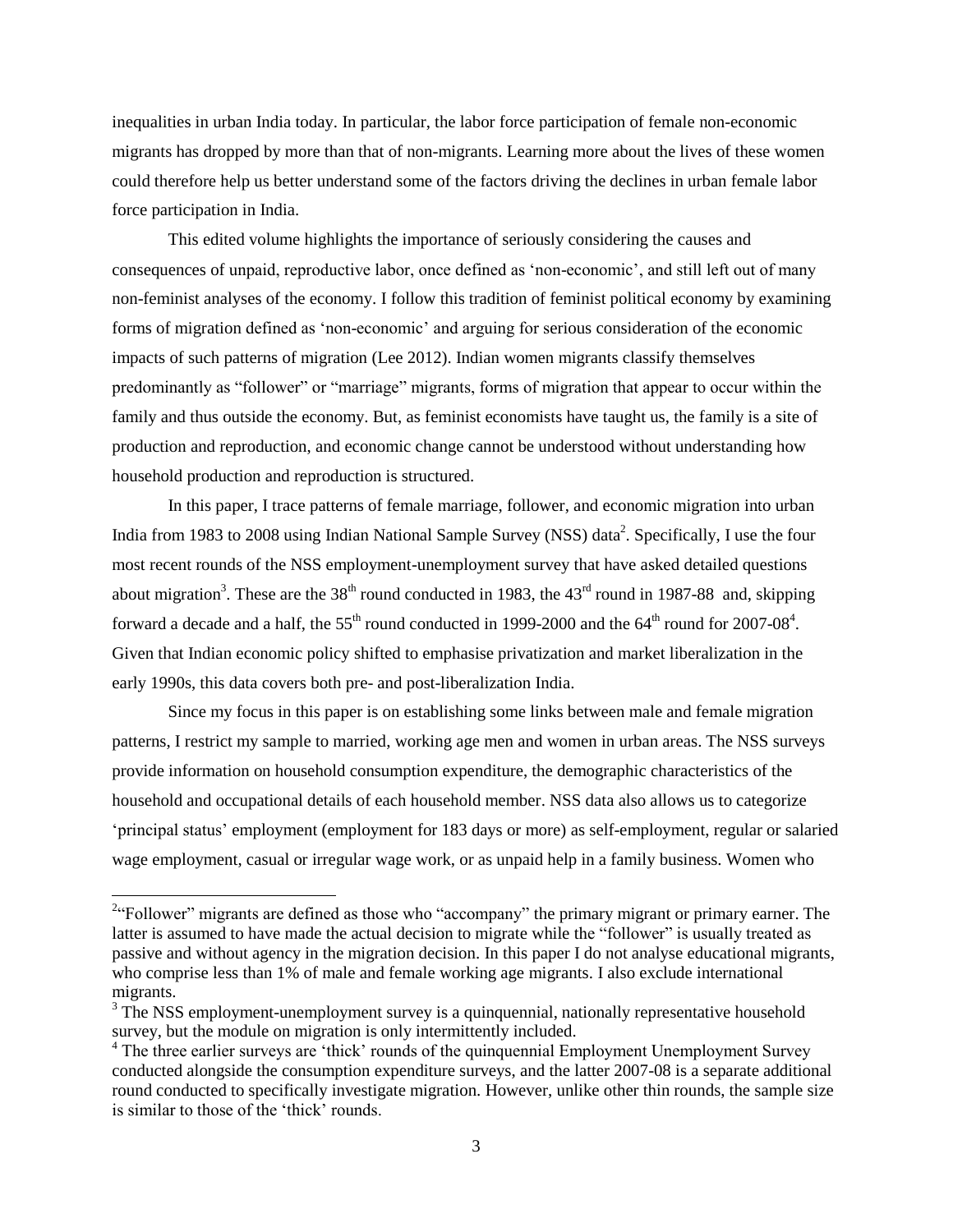inequalities in urban India today. In particular, the labor force participation of female non-economic migrants has dropped by more than that of non-migrants. Learning more about the lives of these women could therefore help us better understand some of the factors driving the declines in urban female labor force participation in India.

This edited volume highlights the importance of seriously considering the causes and consequences of unpaid, reproductive labor, once defined as 'non-economic', and still left out of many non-feminist analyses of the economy. I follow this tradition of feminist political economy by examining forms of migration defined as 'non-economic' and arguing for serious consideration of the economic impacts of such patterns of migration (Lee 2012). Indian women migrants classify themselves predominantly as "follower" or "marriage" migrants, forms of migration that appear to occur within the family and thus outside the economy. But, as feminist economists have taught us, the family is a site of production and reproduction, and economic change cannot be understood without understanding how household production and reproduction is structured.

In this paper, I trace patterns of female marriage, follower, and economic migration into urban India from 1983 to 2008 using Indian National Sample Survey (NSS) data[2]. Specifically, I use the four most recent rounds of the NSS employment-unemployment survey that have asked detailed questions about migration[3]. These are the 38th round conducted in 1983, the 43rd round in 1987-88 and, skipping forward a decade and a half, the 55th round conducted in 1999-2000 and the 64th round for 2007-08[4]. Given that Indian economic policy shifted to emphasise privatization and market liberalization in the early 1990s, this data covers both pre- and post-liberalization India.

Since my focus in this paper is on establishing some links between male and female migration patterns, I restrict my sample to married, working age men and women in urban areas. The NSS surveys provide information on household consumption expenditure, the demographic characteristics of the household and occupational details of each household member. NSS data also allows us to categorize 'principal status' employment (employment for 183 days or more) as self-employment, regular or salaried wage employment, casual or irregular wage work, or as unpaid help in a family business. Women who

[2] "Follower" migrants are defined as those who "accompany" the primary migrant or primary earner. The latter is assumed to have made the actual decision to migrate while the "follower" is usually treated as passive and without agency in the migration decision. In this paper I do not analyse educational migrants, who comprise less than 1% of male and female working age migrants. I also exclude international migrants.

[3] The NSS employment-unemployment survey is a quinquennial, nationally representative household survey, but the module on migration is only intermittently included.

[4] The three earlier surveys are 'thick' rounds of the quinquennial Employment Unemployment Survey conducted alongside the consumption expenditure surveys, and the latter 2007-08 is a separate additional round conducted to specifically investigate migration. However, unlike other thin rounds, the sample size is similar to those of the 'thick' rounds.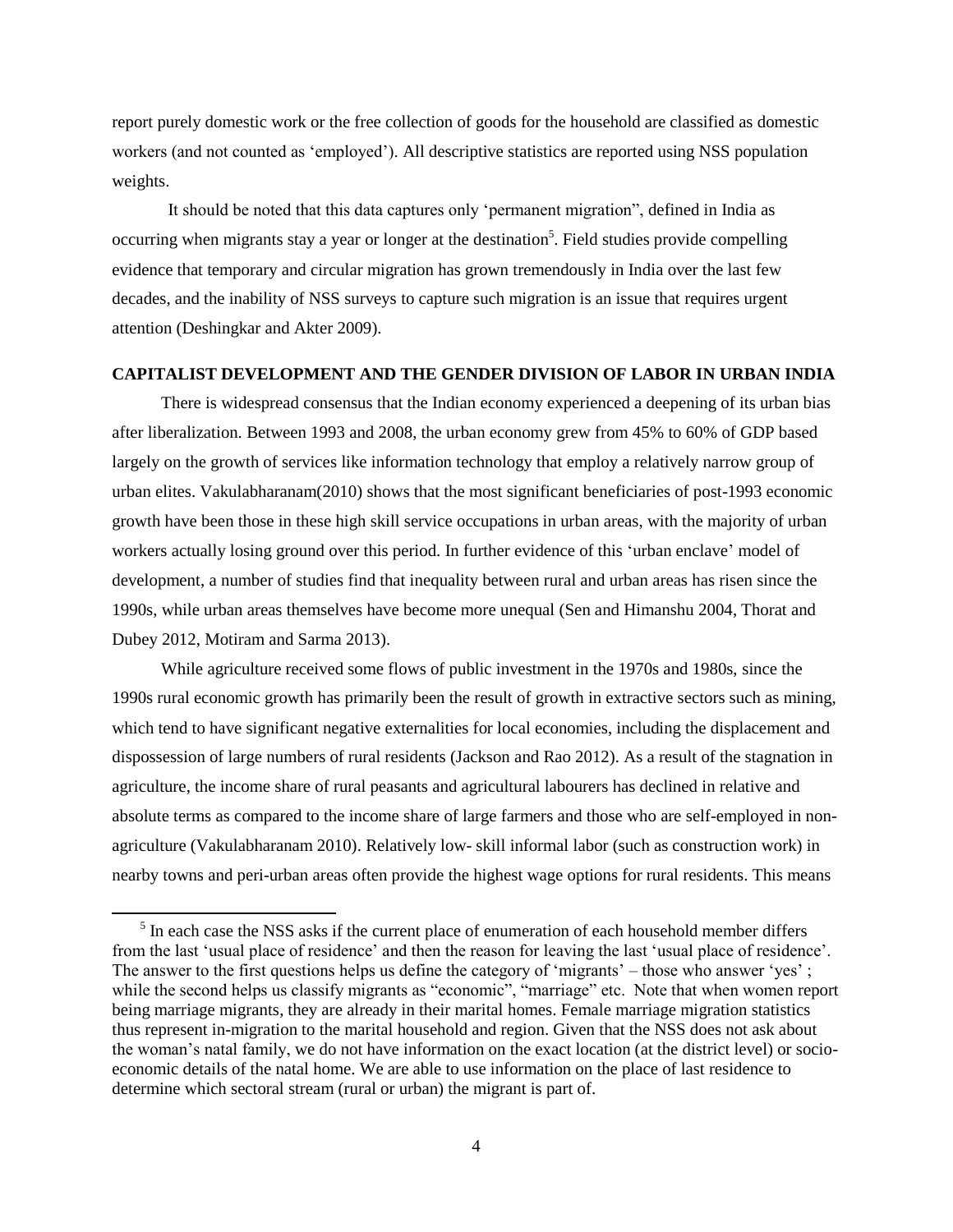report purely domestic work or the free collection of goods for the household are classified as domestic workers (and not counted as 'employed'). All descriptive statistics are reported using NSS population weights.

It should be noted that this data captures only 'permanent migration", defined in India as occurring when migrants stay a year or longer at the destination[5]. Field studies provide compelling evidence that temporary and circular migration has grown tremendously in India over the last few decades, and the inability of NSS surveys to capture such migration is an issue that requires urgent attention (Deshingkar and Akter 2009).

## CAPITALIST DEVELOPMENT AND THE GENDER DIVISION OF LABOR IN URBAN INDIA

There is widespread consensus that the Indian economy experienced a deepening of its urban bias after liberalization. Between 1993 and 2008, the urban economy grew from 45% to 60% of GDP based largely on the growth of services like information technology that employ a relatively narrow group of urban elites. Vakulabharanam(2010) shows that the most significant beneficiaries of post-1993 economic growth have been those in these high skill service occupations in urban areas, with the majority of urban workers actually losing ground over this period. In further evidence of this 'urban enclave' model of development, a number of studies find that inequality between rural and urban areas has risen since the 1990s, while urban areas themselves have become more unequal (Sen and Himanshu 2004, Thorat and Dubey 2012, Motiram and Sarma 2013).

While agriculture received some flows of public investment in the 1970s and 1980s, since the 1990s rural economic growth has primarily been the result of growth in extractive sectors such as mining, which tend to have significant negative externalities for local economies, including the displacement and dispossession of large numbers of rural residents (Jackson and Rao 2012). As a result of the stagnation in agriculture, the income share of rural peasants and agricultural labourers has declined in relative and absolute terms as compared to the income share of large farmers and those who are self-employed in non-agriculture (Vakulabharanam 2010). Relatively low- skill informal labor (such as construction work) in nearby towns and peri-urban areas often provide the highest wage options for rural residents. This means

[5] In each case the NSS asks if the current place of enumeration of each household member differs from the last 'usual place of residence' and then the reason for leaving the last 'usual place of residence'. The answer to the first questions helps us define the category of 'migrants' – those who answer 'yes' ; while the second helps us classify migrants as "economic", "marriage" etc. Note that when women report being marriage migrants, they are already in their marital homes. Female marriage migration statistics thus represent in-migration to the marital household and region. Given that the NSS does not ask about the woman's natal family, we do not have information on the exact location (at the district level) or socio-economic details of the natal home. We are able to use information on the place of last residence to determine which sectoral stream (rural or urban) the migrant is part of.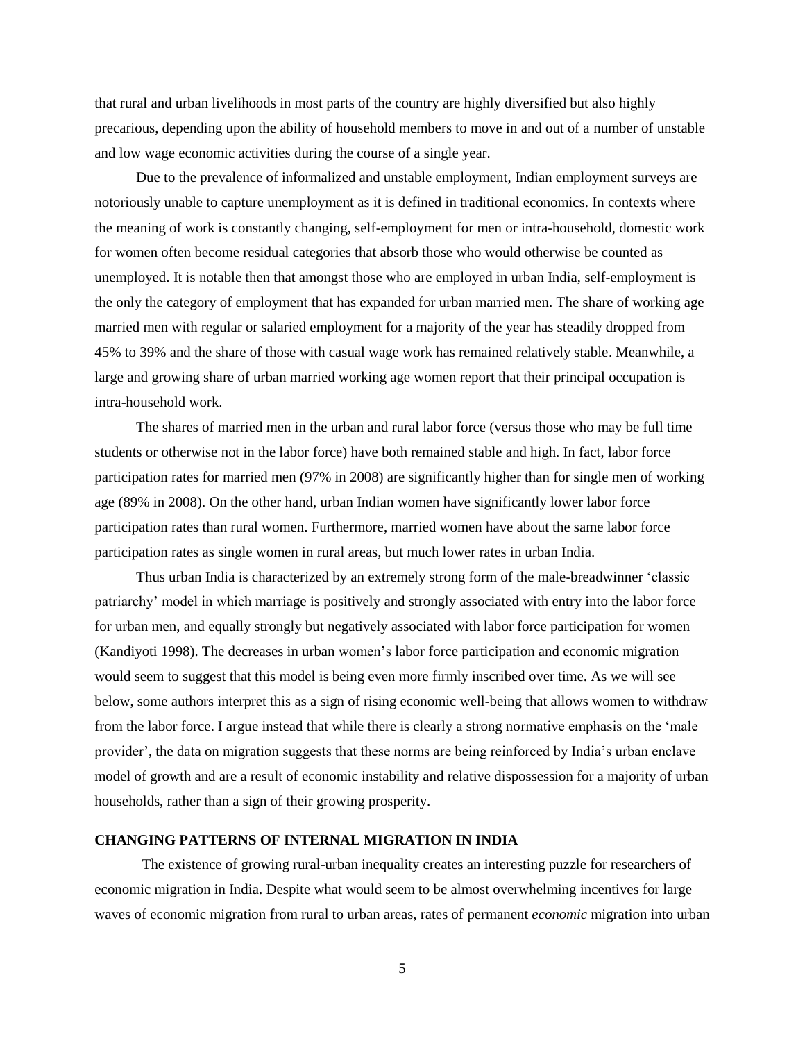that rural and urban livelihoods in most parts of the country are highly diversified but also highly precarious, depending upon the ability of household members to move in and out of a number of unstable and low wage economic activities during the course of a single year.

Due to the prevalence of informalized and unstable employment, Indian employment surveys are notoriously unable to capture unemployment as it is defined in traditional economics. In contexts where the meaning of work is constantly changing, self-employment for men or intra-household, domestic work for women often become residual categories that absorb those who would otherwise be counted as unemployed. It is notable then that amongst those who are employed in urban India, self-employment is the only the category of employment that has expanded for urban married men. The share of working age married men with regular or salaried employment for a majority of the year has steadily dropped from 45% to 39% and the share of those with casual wage work has remained relatively stable. Meanwhile, a large and growing share of urban married working age women report that their principal occupation is intra-household work.

The shares of married men in the urban and rural labor force (versus those who may be full time students or otherwise not in the labor force) have both remained stable and high. In fact, labor force participation rates for married men (97% in 2008) are significantly higher than for single men of working age (89% in 2008). On the other hand, urban Indian women have significantly lower labor force participation rates than rural women. Furthermore, married women have about the same labor force participation rates as single women in rural areas, but much lower rates in urban India.

Thus urban India is characterized by an extremely strong form of the male-breadwinner 'classic patriarchy' model in which marriage is positively and strongly associated with entry into the labor force for urban men, and equally strongly but negatively associated with labor force participation for women (Kandiyoti 1998). The decreases in urban women's labor force participation and economic migration would seem to suggest that this model is being even more firmly inscribed over time. As we will see below, some authors interpret this as a sign of rising economic well-being that allows women to withdraw from the labor force. I argue instead that while there is clearly a strong normative emphasis on the 'male provider', the data on migration suggests that these norms are being reinforced by India's urban enclave model of growth and are a result of economic instability and relative dispossession for a majority of urban households, rather than a sign of their growing prosperity.

## CHANGING PATTERNS OF INTERNAL MIGRATION IN INDIA

The existence of growing rural-urban inequality creates an interesting puzzle for researchers of economic migration in India. Despite what would seem to be almost overwhelming incentives for large waves of economic migration from rural to urban areas, rates of permanent *economic* migration into urban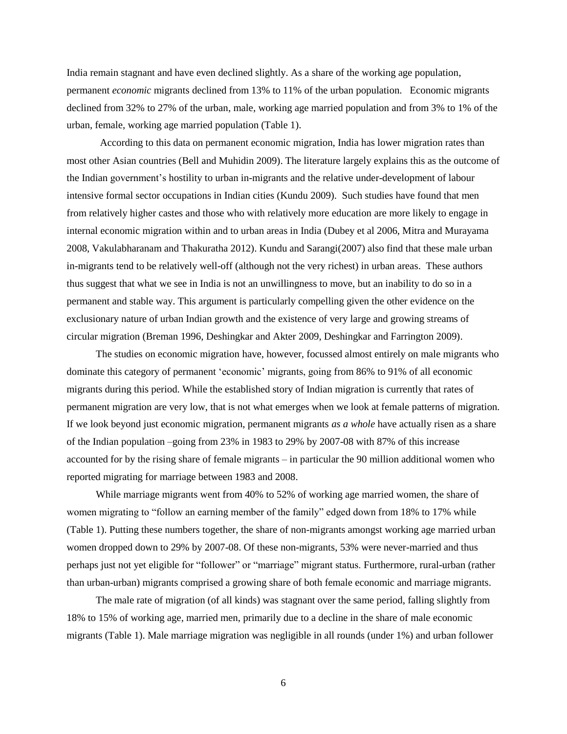India remain stagnant and have even declined slightly. As a share of the working age population, permanent *economic* migrants declined from 13% to 11% of the urban population. Economic migrants declined from 32% to 27% of the urban, male, working age married population and from 3% to 1% of the urban, female, working age married population (Table 1).

According to this data on permanent economic migration, India has lower migration rates than most other Asian countries (Bell and Muhidin 2009). The literature largely explains this as the outcome of the Indian government's hostility to urban in-migrants and the relative under-development of labour intensive formal sector occupations in Indian cities (Kundu 2009). Such studies have found that men from relatively higher castes and those who with relatively more education are more likely to engage in internal economic migration within and to urban areas in India (Dubey et al 2006, Mitra and Murayama 2008, Vakulabharanam and Thakuratha 2012). Kundu and Sarangi(2007) also find that these male urban in-migrants tend to be relatively well-off (although not the very richest) in urban areas. These authors thus suggest that what we see in India is not an unwillingness to move, but an inability to do so in a permanent and stable way. This argument is particularly compelling given the other evidence on the exclusionary nature of urban Indian growth and the existence of very large and growing streams of circular migration (Breman 1996, Deshingkar and Akter 2009, Deshingkar and Farrington 2009).

The studies on economic migration have, however, focussed almost entirely on male migrants who dominate this category of permanent 'economic' migrants, going from 86% to 91% of all economic migrants during this period. While the established story of Indian migration is currently that rates of permanent migration are very low, that is not what emerges when we look at female patterns of migration. If we look beyond just economic migration, permanent migrants *as a whole* have actually risen as a share of the Indian population –going from 23% in 1983 to 29% by 2007-08 with 87% of this increase accounted for by the rising share of female migrants – in particular the 90 million additional women who reported migrating for marriage between 1983 and 2008.

While marriage migrants went from 40% to 52% of working age married women, the share of women migrating to "follow an earning member of the family" edged down from 18% to 17% while (Table 1). Putting these numbers together, the share of non-migrants amongst working age married urban women dropped down to 29% by 2007-08. Of these non-migrants, 53% were never-married and thus perhaps just not yet eligible for "follower" or "marriage" migrant status. Furthermore, rural-urban (rather than urban-urban) migrants comprised a growing share of both female economic and marriage migrants.

The male rate of migration (of all kinds) was stagnant over the same period, falling slightly from 18% to 15% of working age, married men, primarily due to a decline in the share of male economic migrants (Table 1). Male marriage migration was negligible in all rounds (under 1%) and urban follower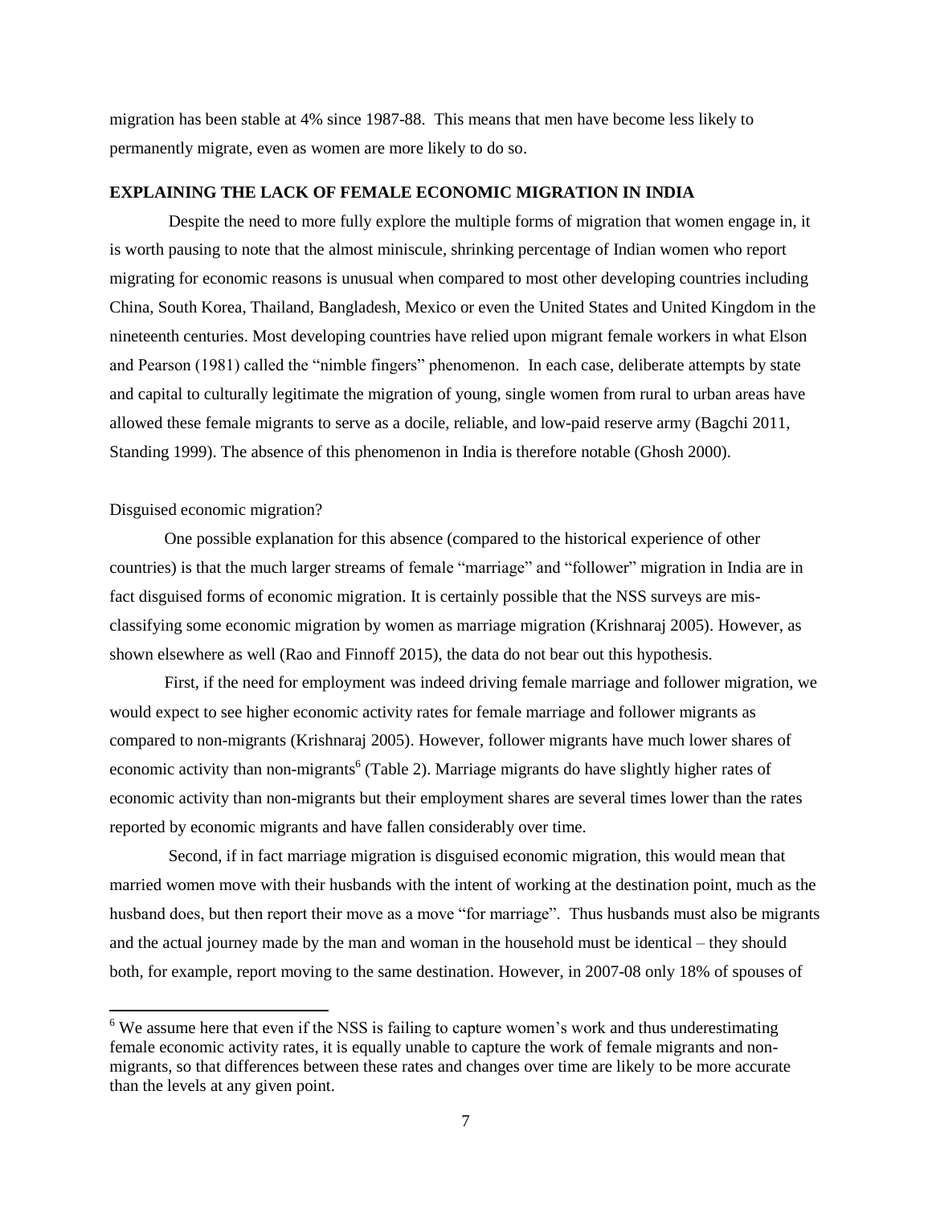migration has been stable at 4% since 1987-88. This means that men have become less likely to permanently migrate, even as women are more likely to do so.

## EXPLAINING THE LACK OF FEMALE ECONOMIC MIGRATION IN INDIA

Despite the need to more fully explore the multiple forms of migration that women engage in, it is worth pausing to note that the almost miniscule, shrinking percentage of Indian women who report migrating for economic reasons is unusual when compared to most other developing countries including China, South Korea, Thailand, Bangladesh, Mexico or even the United States and United Kingdom in the nineteenth centuries. Most developing countries have relied upon migrant female workers in what Elson and Pearson (1981) called the "nimble fingers" phenomenon. In each case, deliberate attempts by state and capital to culturally legitimate the migration of young, single women from rural to urban areas have allowed these female migrants to serve as a docile, reliable, and low-paid reserve army (Bagchi 2011, Standing 1999). The absence of this phenomenon in India is therefore notable (Ghosh 2000).

### Disguised economic migration?

One possible explanation for this absence (compared to the historical experience of other countries) is that the much larger streams of female "marriage" and "follower" migration in India are in fact disguised forms of economic migration. It is certainly possible that the NSS surveys are mis-classifying some economic migration by women as marriage migration (Krishnaraj 2005). However, as shown elsewhere as well (Rao and Finnoff 2015), the data do not bear out this hypothesis.

First, if the need for employment was indeed driving female marriage and follower migration, we would expect to see higher economic activity rates for female marriage and follower migrants as compared to non-migrants (Krishnaraj 2005). However, follower migrants have much lower shares of economic activity than non-migrants[6] (Table 2). Marriage migrants do have slightly higher rates of economic activity than non-migrants but their employment shares are several times lower than the rates reported by economic migrants and have fallen considerably over time.

Second, if in fact marriage migration is disguised economic migration, this would mean that married women move with their husbands with the intent of working at the destination point, much as the husband does, but then report their move as a move "for marriage". Thus husbands must also be migrants and the actual journey made by the man and woman in the household must be identical – they should both, for example, report moving to the same destination. However, in 2007-08 only 18% of spouses of

[6] We assume here that even if the NSS is failing to capture women's work and thus underestimating female economic activity rates, it is equally unable to capture the work of female migrants and non-migrants, so that differences between these rates and changes over time are likely to be more accurate than the levels at any given point.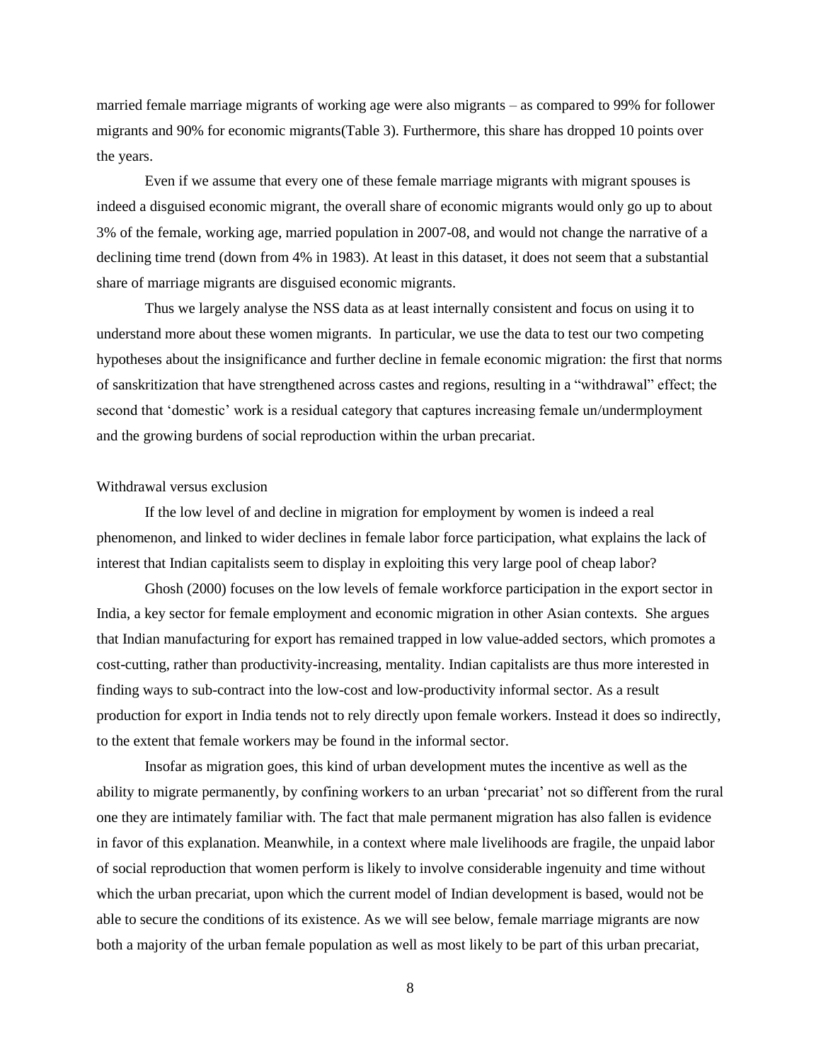married female marriage migrants of working age were also migrants – as compared to 99% for follower migrants and 90% for economic migrants(Table 3). Furthermore, this share has dropped 10 points over the years.

Even if we assume that every one of these female marriage migrants with migrant spouses is indeed a disguised economic migrant, the overall share of economic migrants would only go up to about 3% of the female, working age, married population in 2007-08, and would not change the narrative of a declining time trend (down from 4% in 1983). At least in this dataset, it does not seem that a substantial share of marriage migrants are disguised economic migrants.

Thus we largely analyse the NSS data as at least internally consistent and focus on using it to understand more about these women migrants. In particular, we use the data to test our two competing hypotheses about the insignificance and further decline in female economic migration: the first that norms of sanskritization that have strengthened across castes and regions, resulting in a "withdrawal" effect; the second that 'domestic' work is a residual category that captures increasing female un/undermployment and the growing burdens of social reproduction within the urban precariat.

Withdrawal versus exclusion

If the low level of and decline in migration for employment by women is indeed a real phenomenon, and linked to wider declines in female labor force participation, what explains the lack of interest that Indian capitalists seem to display in exploiting this very large pool of cheap labor?

Ghosh (2000) focuses on the low levels of female workforce participation in the export sector in India, a key sector for female employment and economic migration in other Asian contexts. She argues that Indian manufacturing for export has remained trapped in low value-added sectors, which promotes a cost-cutting, rather than productivity-increasing, mentality. Indian capitalists are thus more interested in finding ways to sub-contract into the low-cost and low-productivity informal sector. As a result production for export in India tends not to rely directly upon female workers. Instead it does so indirectly, to the extent that female workers may be found in the informal sector.

Insofar as migration goes, this kind of urban development mutes the incentive as well as the ability to migrate permanently, by confining workers to an urban 'precariat' not so different from the rural one they are intimately familiar with. The fact that male permanent migration has also fallen is evidence in favor of this explanation. Meanwhile, in a context where male livelihoods are fragile, the unpaid labor of social reproduction that women perform is likely to involve considerable ingenuity and time without which the urban precariat, upon which the current model of Indian development is based, would not be able to secure the conditions of its existence. As we will see below, female marriage migrants are now both a majority of the urban female population as well as most likely to be part of this urban precariat,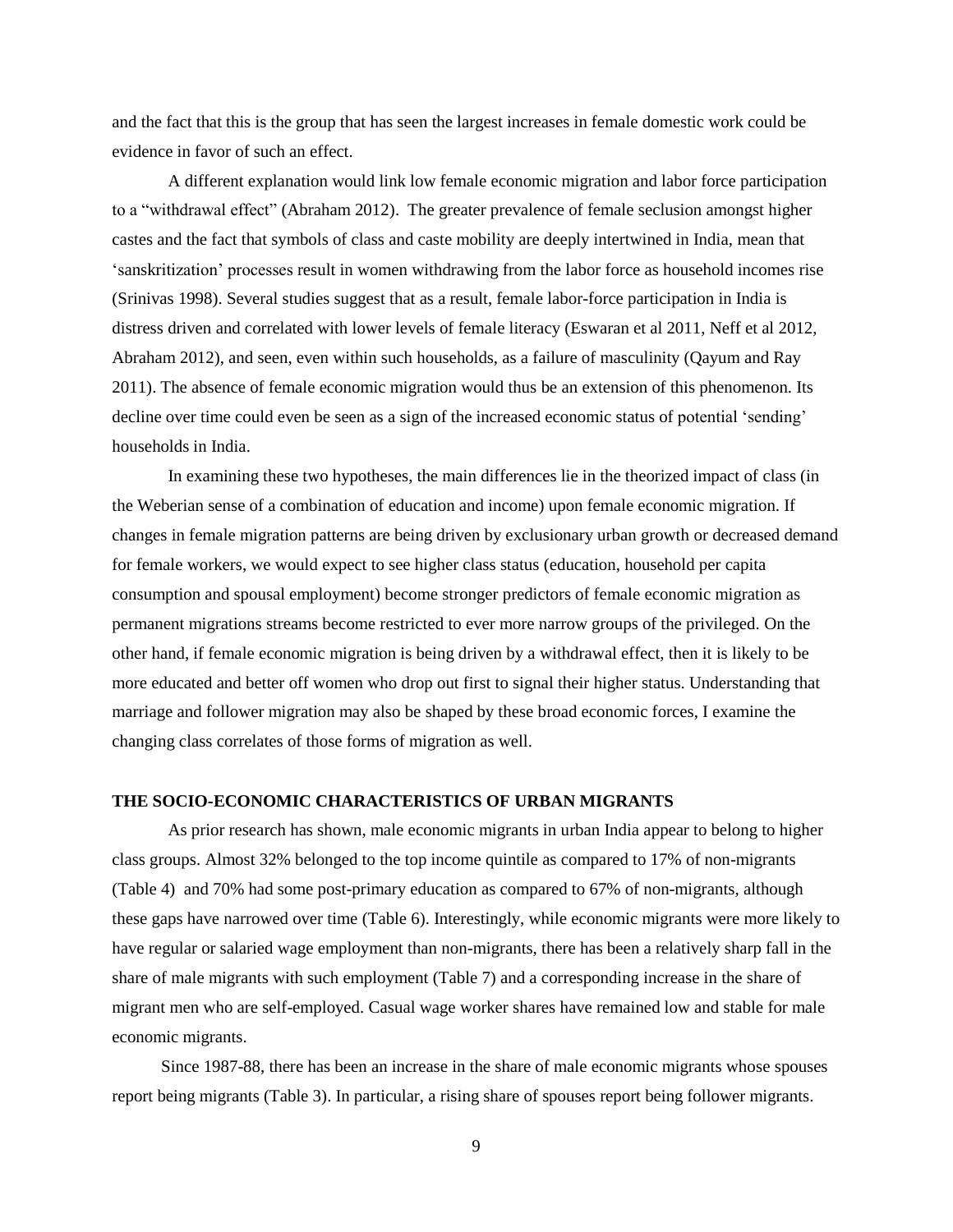and the fact that this is the group that has seen the largest increases in female domestic work could be evidence in favor of such an effect.

A different explanation would link low female economic migration and labor force participation to a "withdrawal effect" (Abraham 2012). The greater prevalence of female seclusion amongst higher castes and the fact that symbols of class and caste mobility are deeply intertwined in India, mean that 'sanskritization' processes result in women withdrawing from the labor force as household incomes rise (Srinivas 1998). Several studies suggest that as a result, female labor-force participation in India is distress driven and correlated with lower levels of female literacy (Eswaran et al 2011, Neff et al 2012, Abraham 2012), and seen, even within such households, as a failure of masculinity (Qayum and Ray 2011). The absence of female economic migration would thus be an extension of this phenomenon. Its decline over time could even be seen as a sign of the increased economic status of potential 'sending' households in India.

In examining these two hypotheses, the main differences lie in the theorized impact of class (in the Weberian sense of a combination of education and income) upon female economic migration. If changes in female migration patterns are being driven by exclusionary urban growth or decreased demand for female workers, we would expect to see higher class status (education, household per capita consumption and spousal employment) become stronger predictors of female economic migration as permanent migrations streams become restricted to ever more narrow groups of the privileged. On the other hand, if female economic migration is being driven by a withdrawal effect, then it is likely to be more educated and better off women who drop out first to signal their higher status. Understanding that marriage and follower migration may also be shaped by these broad economic forces, I examine the changing class correlates of those forms of migration as well.

## THE SOCIO-ECONOMIC CHARACTERISTICS OF URBAN MIGRANTS

As prior research has shown, male economic migrants in urban India appear to belong to higher class groups. Almost 32% belonged to the top income quintile as compared to 17% of non-migrants (Table 4) and 70% had some post-primary education as compared to 67% of non-migrants, although these gaps have narrowed over time (Table 6). Interestingly, while economic migrants were more likely to have regular or salaried wage employment than non-migrants, there has been a relatively sharp fall in the share of male migrants with such employment (Table 7) and a corresponding increase in the share of migrant men who are self-employed. Casual wage worker shares have remained low and stable for male economic migrants.

Since 1987-88, there has been an increase in the share of male economic migrants whose spouses report being migrants (Table 3). In particular, a rising share of spouses report being follower migrants.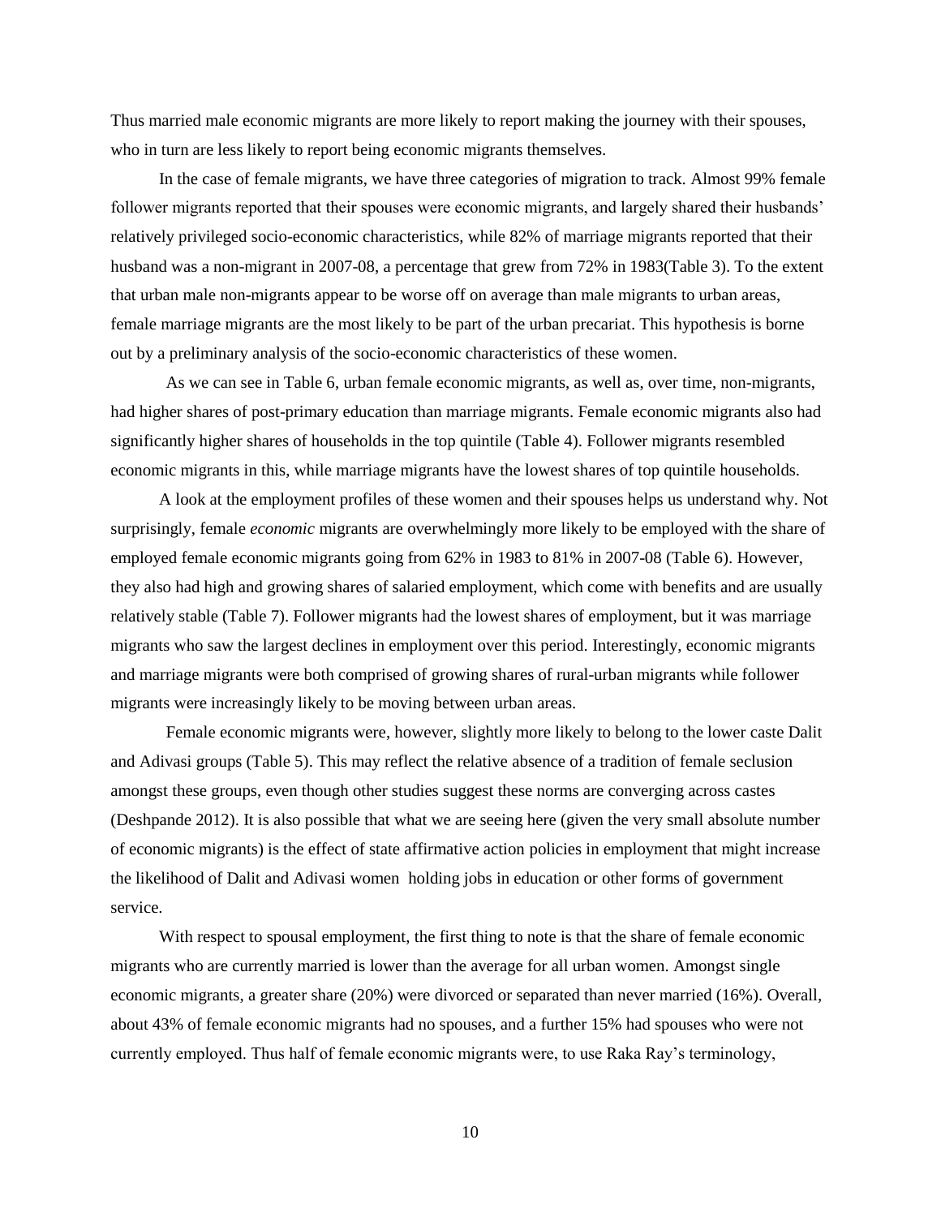Thus married male economic migrants are more likely to report making the journey with their spouses, who in turn are less likely to report being economic migrants themselves.

In the case of female migrants, we have three categories of migration to track. Almost 99% female follower migrants reported that their spouses were economic migrants, and largely shared their husbands' relatively privileged socio-economic characteristics, while 82% of marriage migrants reported that their husband was a non-migrant in 2007-08, a percentage that grew from 72% in 1983(Table 3). To the extent that urban male non-migrants appear to be worse off on average than male migrants to urban areas, female marriage migrants are the most likely to be part of the urban precariat. This hypothesis is borne out by a preliminary analysis of the socio-economic characteristics of these women.

As we can see in Table 6, urban female economic migrants, as well as, over time, non-migrants, had higher shares of post-primary education than marriage migrants. Female economic migrants also had significantly higher shares of households in the top quintile (Table 4). Follower migrants resembled economic migrants in this, while marriage migrants have the lowest shares of top quintile households.

A look at the employment profiles of these women and their spouses helps us understand why. Not surprisingly, female *economic* migrants are overwhelmingly more likely to be employed with the share of employed female economic migrants going from 62% in 1983 to 81% in 2007-08 (Table 6). However, they also had high and growing shares of salaried employment, which come with benefits and are usually relatively stable (Table 7). Follower migrants had the lowest shares of employment, but it was marriage migrants who saw the largest declines in employment over this period. Interestingly, economic migrants and marriage migrants were both comprised of growing shares of rural-urban migrants while follower migrants were increasingly likely to be moving between urban areas.

Female economic migrants were, however, slightly more likely to belong to the lower caste Dalit and Adivasi groups (Table 5). This may reflect the relative absence of a tradition of female seclusion amongst these groups, even though other studies suggest these norms are converging across castes (Deshpande 2012). It is also possible that what we are seeing here (given the very small absolute number of economic migrants) is the effect of state affirmative action policies in employment that might increase the likelihood of Dalit and Adivasi women holding jobs in education or other forms of government service.

With respect to spousal employment, the first thing to note is that the share of female economic migrants who are currently married is lower than the average for all urban women. Amongst single economic migrants, a greater share (20%) were divorced or separated than never married (16%). Overall, about 43% of female economic migrants had no spouses, and a further 15% had spouses who were not currently employed. Thus half of female economic migrants were, to use Raka Ray's terminology,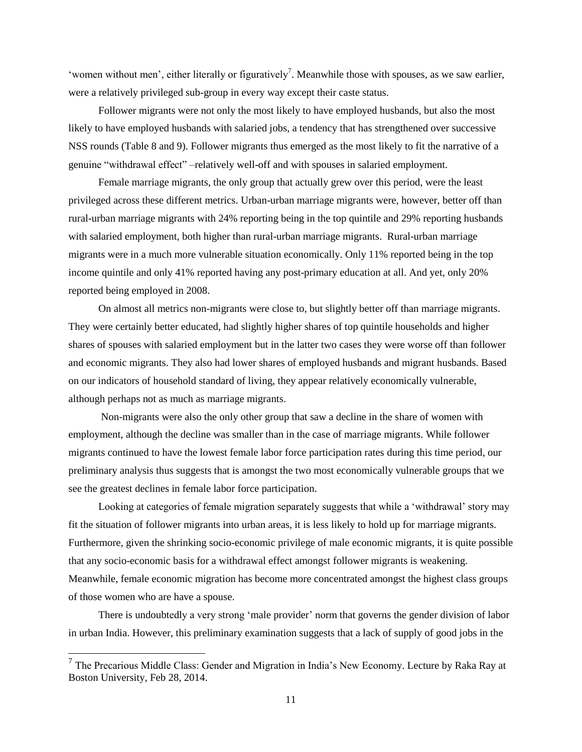'women without men', either literally or figuratively[7]. Meanwhile those with spouses, as we saw earlier, were a relatively privileged sub-group in every way except their caste status.

Follower migrants were not only the most likely to have employed husbands, but also the most likely to have employed husbands with salaried jobs, a tendency that has strengthened over successive NSS rounds (Table 8 and 9). Follower migrants thus emerged as the most likely to fit the narrative of a genuine "withdrawal effect" –relatively well-off and with spouses in salaried employment.

Female marriage migrants, the only group that actually grew over this period, were the least privileged across these different metrics. Urban-urban marriage migrants were, however, better off than rural-urban marriage migrants with 24% reporting being in the top quintile and 29% reporting husbands with salaried employment, both higher than rural-urban marriage migrants. Rural-urban marriage migrants were in a much more vulnerable situation economically. Only 11% reported being in the top income quintile and only 41% reported having any post-primary education at all. And yet, only 20% reported being employed in 2008.

On almost all metrics non-migrants were close to, but slightly better off than marriage migrants. They were certainly better educated, had slightly higher shares of top quintile households and higher shares of spouses with salaried employment but in the latter two cases they were worse off than follower and economic migrants. They also had lower shares of employed husbands and migrant husbands. Based on our indicators of household standard of living, they appear relatively economically vulnerable, although perhaps not as much as marriage migrants.

Non-migrants were also the only other group that saw a decline in the share of women with employment, although the decline was smaller than in the case of marriage migrants. While follower migrants continued to have the lowest female labor force participation rates during this time period, our preliminary analysis thus suggests that is amongst the two most economically vulnerable groups that we see the greatest declines in female labor force participation.

Looking at categories of female migration separately suggests that while a 'withdrawal' story may fit the situation of follower migrants into urban areas, it is less likely to hold up for marriage migrants. Furthermore, given the shrinking socio-economic privilege of male economic migrants, it is quite possible that any socio-economic basis for a withdrawal effect amongst follower migrants is weakening. Meanwhile, female economic migration has become more concentrated amongst the highest class groups of those women who are have a spouse.

There is undoubtedly a very strong 'male provider' norm that governs the gender division of labor in urban India. However, this preliminary examination suggests that a lack of supply of good jobs in the

[7] The Precarious Middle Class: Gender and Migration in India's New Economy. Lecture by Raka Ray at Boston University, Feb 28, 2014.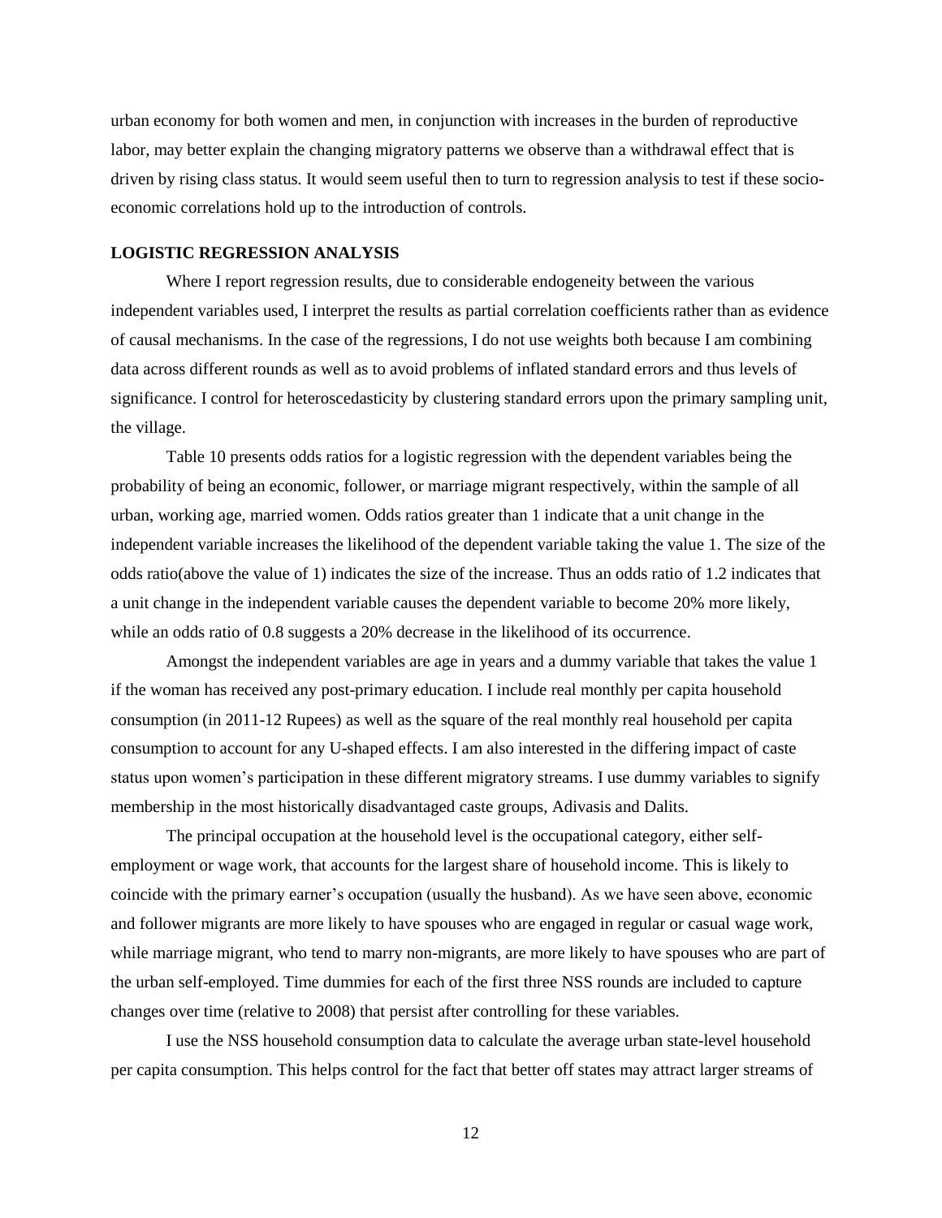urban economy for both women and men, in conjunction with increases in the burden of reproductive labor, may better explain the changing migratory patterns we observe than a withdrawal effect that is driven by rising class status. It would seem useful then to turn to regression analysis to test if these socio-economic correlations hold up to the introduction of controls.

## LOGISTIC REGRESSION ANALYSIS

Where I report regression results, due to considerable endogeneity between the various independent variables used, I interpret the results as partial correlation coefficients rather than as evidence of causal mechanisms. In the case of the regressions, I do not use weights both because I am combining data across different rounds as well as to avoid problems of inflated standard errors and thus levels of significance. I control for heteroscedasticity by clustering standard errors upon the primary sampling unit, the village.

Table 10 presents odds ratios for a logistic regression with the dependent variables being the probability of being an economic, follower, or marriage migrant respectively, within the sample of all urban, working age, married women. Odds ratios greater than 1 indicate that a unit change in the independent variable increases the likelihood of the dependent variable taking the value 1. The size of the odds ratio(above the value of 1) indicates the size of the increase. Thus an odds ratio of 1.2 indicates that a unit change in the independent variable causes the dependent variable to become 20% more likely, while an odds ratio of 0.8 suggests a 20% decrease in the likelihood of its occurrence.

Amongst the independent variables are age in years and a dummy variable that takes the value 1 if the woman has received any post-primary education. I include real monthly per capita household consumption (in 2011-12 Rupees) as well as the square of the real monthly real household per capita consumption to account for any U-shaped effects. I am also interested in the differing impact of caste status upon women's participation in these different migratory streams. I use dummy variables to signify membership in the most historically disadvantaged caste groups, Adivasis and Dalits.

The principal occupation at the household level is the occupational category, either self-employment or wage work, that accounts for the largest share of household income. This is likely to coincide with the primary earner's occupation (usually the husband). As we have seen above, economic and follower migrants are more likely to have spouses who are engaged in regular or casual wage work, while marriage migrant, who tend to marry non-migrants, are more likely to have spouses who are part of the urban self-employed. Time dummies for each of the first three NSS rounds are included to capture changes over time (relative to 2008) that persist after controlling for these variables.

I use the NSS household consumption data to calculate the average urban state-level household per capita consumption. This helps control for the fact that better off states may attract larger streams of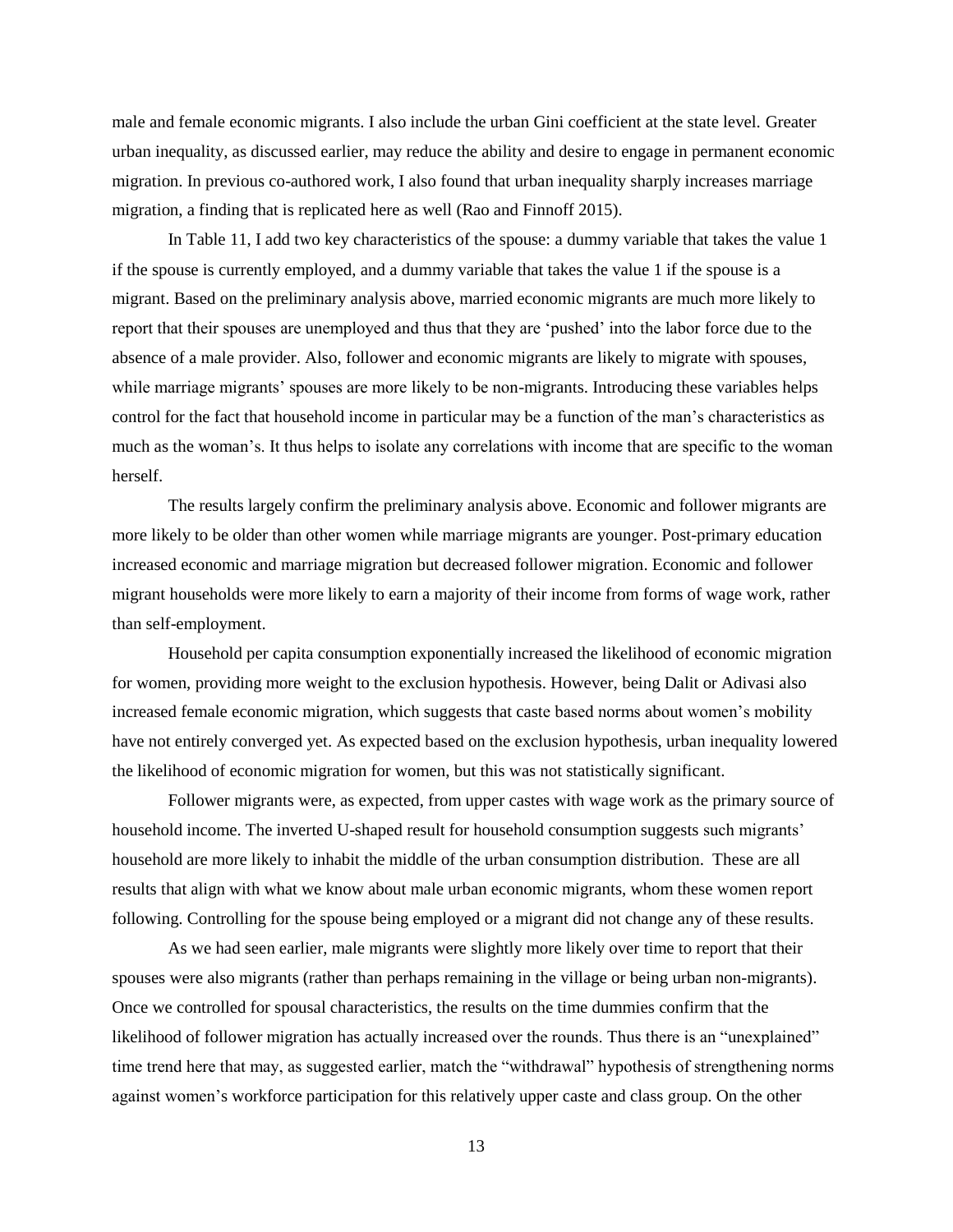male and female economic migrants. I also include the urban Gini coefficient at the state level. Greater urban inequality, as discussed earlier, may reduce the ability and desire to engage in permanent economic migration. In previous co-authored work, I also found that urban inequality sharply increases marriage migration, a finding that is replicated here as well (Rao and Finnoff 2015).

In Table 11, I add two key characteristics of the spouse: a dummy variable that takes the value 1 if the spouse is currently employed, and a dummy variable that takes the value 1 if the spouse is a migrant. Based on the preliminary analysis above, married economic migrants are much more likely to report that their spouses are unemployed and thus that they are 'pushed' into the labor force due to the absence of a male provider. Also, follower and economic migrants are likely to migrate with spouses, while marriage migrants' spouses are more likely to be non-migrants. Introducing these variables helps control for the fact that household income in particular may be a function of the man's characteristics as much as the woman's. It thus helps to isolate any correlations with income that are specific to the woman herself.

The results largely confirm the preliminary analysis above. Economic and follower migrants are more likely to be older than other women while marriage migrants are younger. Post-primary education increased economic and marriage migration but decreased follower migration. Economic and follower migrant households were more likely to earn a majority of their income from forms of wage work, rather than self-employment.

Household per capita consumption exponentially increased the likelihood of economic migration for women, providing more weight to the exclusion hypothesis. However, being Dalit or Adivasi also increased female economic migration, which suggests that caste based norms about women's mobility have not entirely converged yet. As expected based on the exclusion hypothesis, urban inequality lowered the likelihood of economic migration for women, but this was not statistically significant.

Follower migrants were, as expected, from upper castes with wage work as the primary source of household income. The inverted U-shaped result for household consumption suggests such migrants' household are more likely to inhabit the middle of the urban consumption distribution. These are all results that align with what we know about male urban economic migrants, whom these women report following. Controlling for the spouse being employed or a migrant did not change any of these results.

As we had seen earlier, male migrants were slightly more likely over time to report that their spouses were also migrants (rather than perhaps remaining in the village or being urban non-migrants). Once we controlled for spousal characteristics, the results on the time dummies confirm that the likelihood of follower migration has actually increased over the rounds. Thus there is an "unexplained" time trend here that may, as suggested earlier, match the "withdrawal" hypothesis of strengthening norms against women's workforce participation for this relatively upper caste and class group. On the other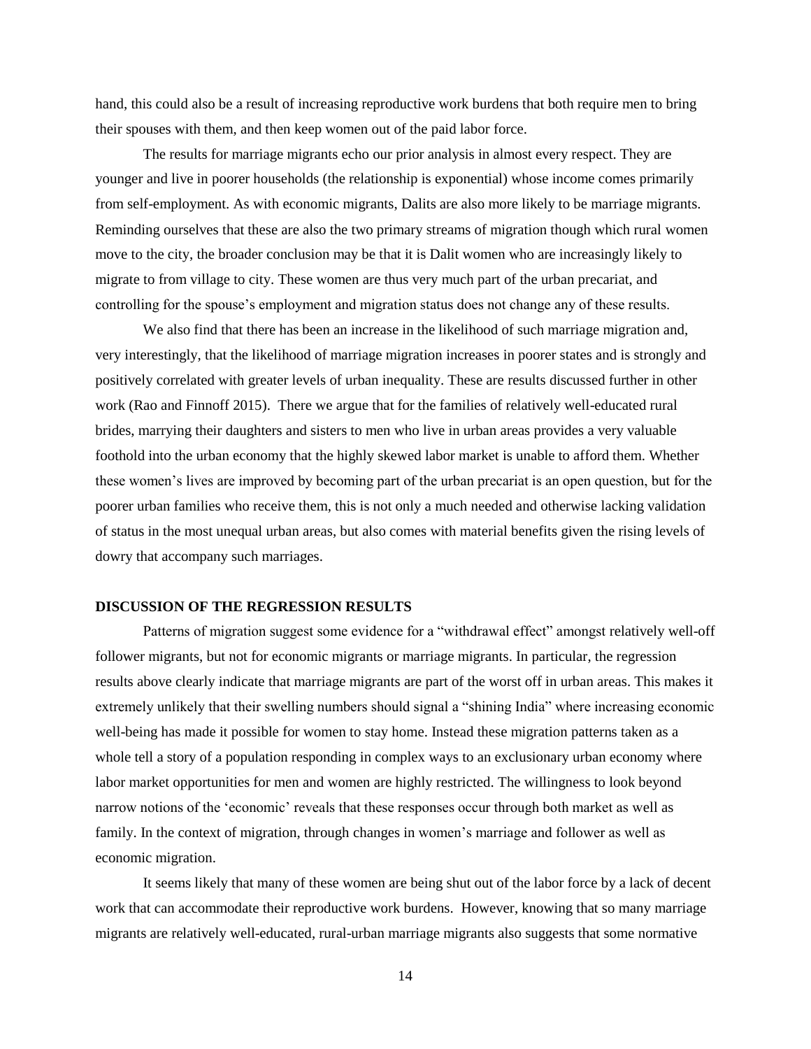hand, this could also be a result of increasing reproductive work burdens that both require men to bring their spouses with them, and then keep women out of the paid labor force.

The results for marriage migrants echo our prior analysis in almost every respect. They are younger and live in poorer households (the relationship is exponential) whose income comes primarily from self-employment. As with economic migrants, Dalits are also more likely to be marriage migrants. Reminding ourselves that these are also the two primary streams of migration though which rural women move to the city, the broader conclusion may be that it is Dalit women who are increasingly likely to migrate to from village to city. These women are thus very much part of the urban precariat, and controlling for the spouse's employment and migration status does not change any of these results.

We also find that there has been an increase in the likelihood of such marriage migration and, very interestingly, that the likelihood of marriage migration increases in poorer states and is strongly and positively correlated with greater levels of urban inequality. These are results discussed further in other work (Rao and Finnoff 2015). There we argue that for the families of relatively well-educated rural brides, marrying their daughters and sisters to men who live in urban areas provides a very valuable foothold into the urban economy that the highly skewed labor market is unable to afford them. Whether these women's lives are improved by becoming part of the urban precariat is an open question, but for the poorer urban families who receive them, this is not only a much needed and otherwise lacking validation of status in the most unequal urban areas, but also comes with material benefits given the rising levels of dowry that accompany such marriages.

## DISCUSSION OF THE REGRESSION RESULTS

Patterns of migration suggest some evidence for a "withdrawal effect" amongst relatively well-off follower migrants, but not for economic migrants or marriage migrants. In particular, the regression results above clearly indicate that marriage migrants are part of the worst off in urban areas. This makes it extremely unlikely that their swelling numbers should signal a "shining India" where increasing economic well-being has made it possible for women to stay home. Instead these migration patterns taken as a whole tell a story of a population responding in complex ways to an exclusionary urban economy where labor market opportunities for men and women are highly restricted. The willingness to look beyond narrow notions of the 'economic' reveals that these responses occur through both market as well as family. In the context of migration, through changes in women's marriage and follower as well as economic migration.

It seems likely that many of these women are being shut out of the labor force by a lack of decent work that can accommodate their reproductive work burdens. However, knowing that so many marriage migrants are relatively well-educated, rural-urban marriage migrants also suggests that some normative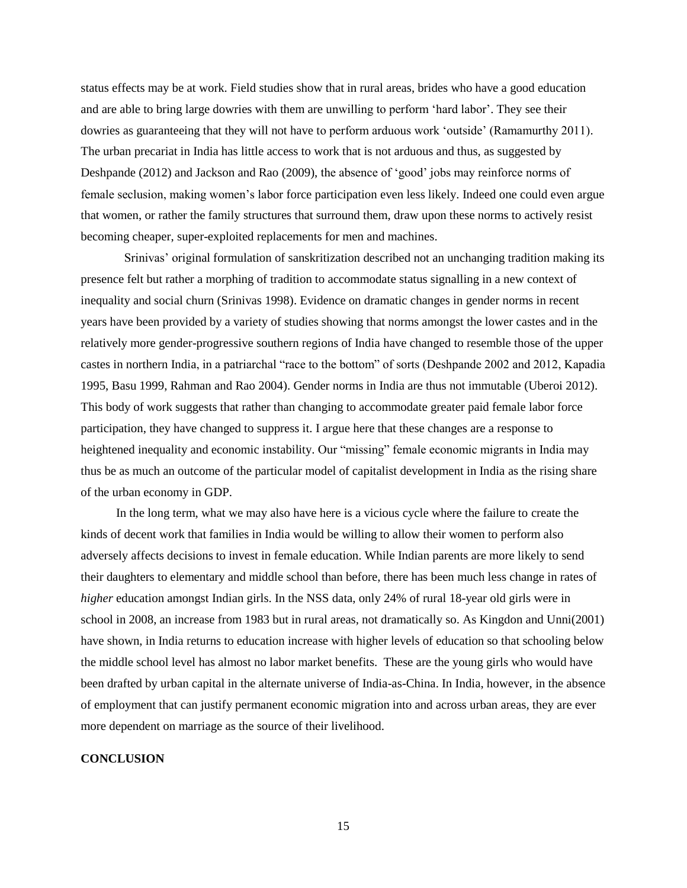status effects may be at work. Field studies show that in rural areas, brides who have a good education and are able to bring large dowries with them are unwilling to perform 'hard labor'. They see their dowries as guaranteeing that they will not have to perform arduous work 'outside' (Ramamurthy 2011). The urban precariat in India has little access to work that is not arduous and thus, as suggested by Deshpande (2012) and Jackson and Rao (2009), the absence of 'good' jobs may reinforce norms of female seclusion, making women's labor force participation even less likely. Indeed one could even argue that women, or rather the family structures that surround them, draw upon these norms to actively resist becoming cheaper, super-exploited replacements for men and machines.

Srinivas' original formulation of sanskritization described not an unchanging tradition making its presence felt but rather a morphing of tradition to accommodate status signalling in a new context of inequality and social churn (Srinivas 1998). Evidence on dramatic changes in gender norms in recent years have been provided by a variety of studies showing that norms amongst the lower castes and in the relatively more gender-progressive southern regions of India have changed to resemble those of the upper castes in northern India, in a patriarchal "race to the bottom" of sorts (Deshpande 2002 and 2012, Kapadia 1995, Basu 1999, Rahman and Rao 2004). Gender norms in India are thus not immutable (Uberoi 2012). This body of work suggests that rather than changing to accommodate greater paid female labor force participation, they have changed to suppress it. I argue here that these changes are a response to heightened inequality and economic instability. Our "missing" female economic migrants in India may thus be as much an outcome of the particular model of capitalist development in India as the rising share of the urban economy in GDP.

In the long term, what we may also have here is a vicious cycle where the failure to create the kinds of decent work that families in India would be willing to allow their women to perform also adversely affects decisions to invest in female education. While Indian parents are more likely to send their daughters to elementary and middle school than before, there has been much less change in rates of *higher* education amongst Indian girls. In the NSS data, only 24% of rural 18-year old girls were in school in 2008, an increase from 1983 but in rural areas, not dramatically so. As Kingdon and Unni(2001) have shown, in India returns to education increase with higher levels of education so that schooling below the middle school level has almost no labor market benefits. These are the young girls who would have been drafted by urban capital in the alternate universe of India-as-China. In India, however, in the absence of employment that can justify permanent economic migration into and across urban areas, they are ever more dependent on marriage as the source of their livelihood.

## CONCLUSION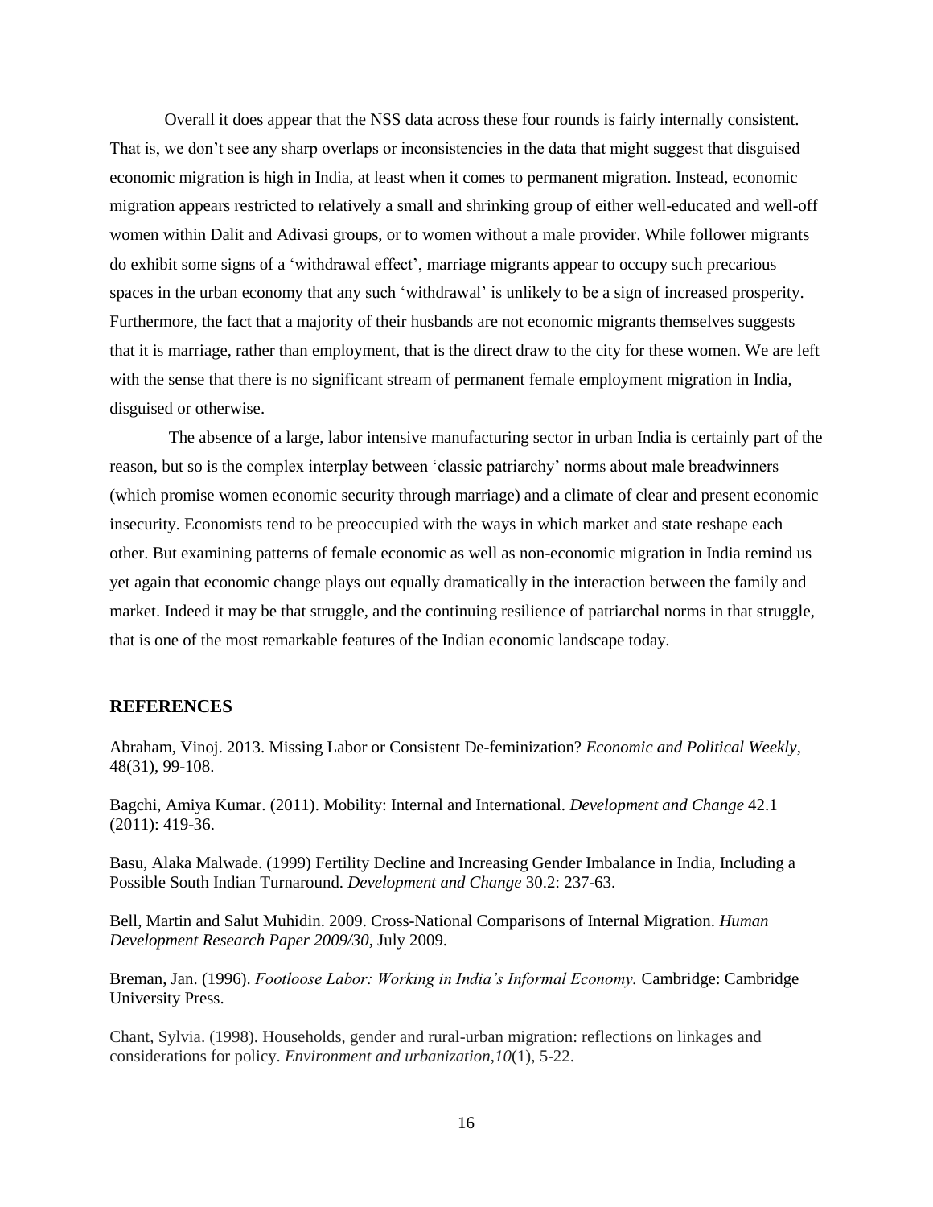Overall it does appear that the NSS data across these four rounds is fairly internally consistent. That is, we don't see any sharp overlaps or inconsistencies in the data that might suggest that disguised economic migration is high in India, at least when it comes to permanent migration. Instead, economic migration appears restricted to relatively a small and shrinking group of either well-educated and well-off women within Dalit and Adivasi groups, or to women without a male provider. While follower migrants do exhibit some signs of a 'withdrawal effect', marriage migrants appear to occupy such precarious spaces in the urban economy that any such 'withdrawal' is unlikely to be a sign of increased prosperity. Furthermore, the fact that a majority of their husbands are not economic migrants themselves suggests that it is marriage, rather than employment, that is the direct draw to the city for these women. We are left with the sense that there is no significant stream of permanent female employment migration in India, disguised or otherwise.

The absence of a large, labor intensive manufacturing sector in urban India is certainly part of the reason, but so is the complex interplay between 'classic patriarchy' norms about male breadwinners (which promise women economic security through marriage) and a climate of clear and present economic insecurity. Economists tend to be preoccupied with the ways in which market and state reshape each other. But examining patterns of female economic as well as non-economic migration in India remind us yet again that economic change plays out equally dramatically in the interaction between the family and market. Indeed it may be that struggle, and the continuing resilience of patriarchal norms in that struggle, that is one of the most remarkable features of the Indian economic landscape today.

## REFERENCES

Abraham, Vinoj. 2013. Missing Labor or Consistent De-feminization? *Economic and Political Weekly*, 48(31), 99-108.

Bagchi, Amiya Kumar. (2011). Mobility: Internal and International. *Development and Change* 42.1 (2011): 419-36.

Basu, Alaka Malwade. (1999) Fertility Decline and Increasing Gender Imbalance in India, Including a Possible South Indian Turnaround. *Development and Change* 30.2: 237-63.

Bell, Martin and Salut Muhidin. 2009. Cross-National Comparisons of Internal Migration. *Human Development Research Paper 2009/30*, July 2009.

Breman, Jan. (1996). *Footloose Labor: Working in India's Informal Economy.* Cambridge: Cambridge University Press.

Chant, Sylvia. (1998). Households, gender and rural-urban migration: reflections on linkages and considerations for policy. *Environment and urbanization*,*10*(1), 5-22.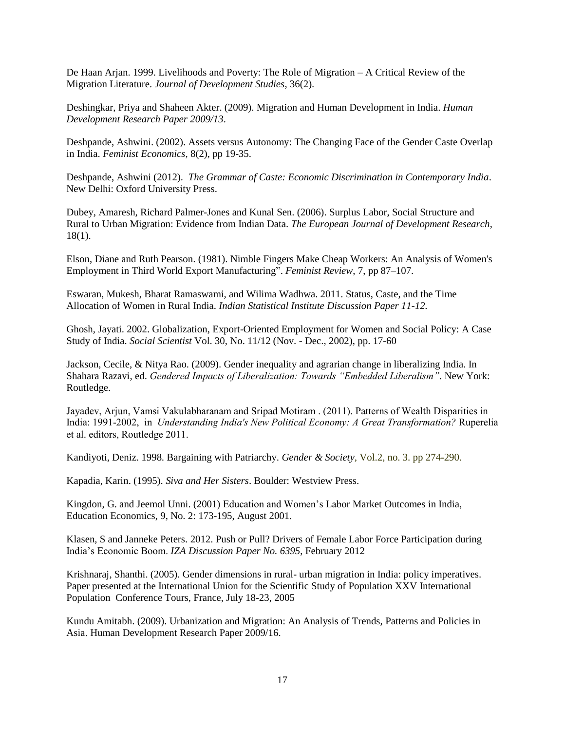De Haan Arjan. 1999. Livelihoods and Poverty: The Role of Migration – A Critical Review of the Migration Literature. *Journal of Development Studies*, 36(2).

Deshingkar, Priya and Shaheen Akter. (2009). Migration and Human Development in India. *Human Development Research Paper 2009/13*.

Deshpande, Ashwini. (2002). Assets versus Autonomy: The Changing Face of the Gender Caste Overlap in India. *Feminist Economics*, 8(2), pp 19-35.

Deshpande, Ashwini (2012). *The Grammar of Caste: Economic Discrimination in Contemporary India*. New Delhi: Oxford University Press.

Dubey, Amaresh, Richard Palmer-Jones and Kunal Sen. (2006). Surplus Labor, Social Structure and Rural to Urban Migration: Evidence from Indian Data. *The European Journal of Development Research*, 18(1).

Elson, Diane and Ruth Pearson. (1981). Nimble Fingers Make Cheap Workers: An Analysis of Women's Employment in Third World Export Manufacturing". *Feminist Review*, 7, pp 87–107.

Eswaran, Mukesh, Bharat Ramaswami, and Wilima Wadhwa. 2011. Status, Caste, and the Time Allocation of Women in Rural India. *Indian Statistical Institute Discussion Paper 11-12.*

Ghosh, Jayati. 2002. Globalization, Export-Oriented Employment for Women and Social Policy: A Case Study of India. *Social Scientist* Vol. 30, No. 11/12 (Nov. - Dec., 2002), pp. 17-60

Jackson, Cecile, & Nitya Rao. (2009). Gender inequality and agrarian change in liberalizing India. In Shahara Razavi, ed. *Gendered Impacts of Liberalization: Towards "Embedded Liberalism"*. New York: Routledge.

Jayadev, Arjun, Vamsi Vakulabharanam and Sripad Motiram . (2011). Patterns of Wealth Disparities in India: 1991-2002, in *Understanding India's New Political Economy: A Great Transformation?* Ruperelia et al. editors, Routledge 2011.

Kandiyoti, Deniz. 1998. Bargaining with Patriarchy. *Gender & Society*, Vol.2, no. 3. pp 274-290.

Kapadia, Karin. (1995). *Siva and Her Sisters*. Boulder: Westview Press.

Kingdon, G. and Jeemol Unni. (2001) Education and Women's Labor Market Outcomes in India, Education Economics, 9, No. 2: 173-195, August 2001.

Klasen, S and Janneke Peters. 2012. Push or Pull? Drivers of Female Labor Force Participation during India's Economic Boom. *IZA Discussion Paper No. 6395*, February 2012

Krishnaraj, Shanthi. (2005). Gender dimensions in rural- urban migration in India: policy imperatives. Paper presented at the International Union for the Scientific Study of Population XXV International Population Conference Tours, France, July 18-23, 2005

Kundu Amitabh. (2009). Urbanization and Migration: An Analysis of Trends, Patterns and Policies in Asia. Human Development Research Paper 2009/16.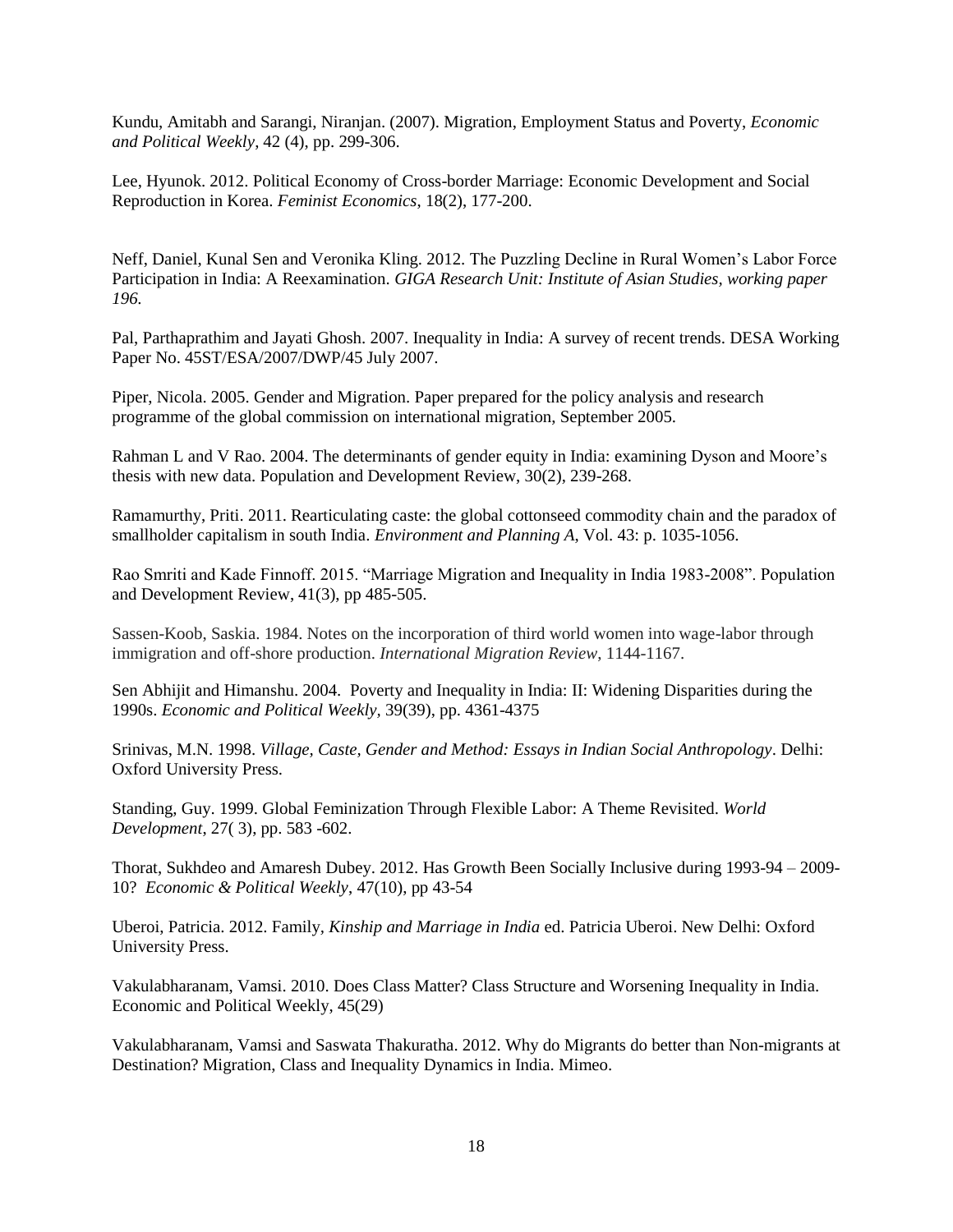Kundu, Amitabh and Sarangi, Niranjan. (2007). Migration, Employment Status and Poverty, *Economic and Political Weekly*, 42 (4), pp. 299-306.

Lee, Hyunok. 2012. Political Economy of Cross-border Marriage: Economic Development and Social Reproduction in Korea. *Feminist Economics*, 18(2), 177-200.

Neff, Daniel, Kunal Sen and Veronika Kling. 2012. The Puzzling Decline in Rural Women's Labor Force Participation in India: A Reexamination. *GIGA Research Unit: Institute of Asian Studies, working paper 196.*

Pal, Parthaprathim and Jayati Ghosh. 2007. Inequality in India: A survey of recent trends. DESA Working Paper No. 45ST/ESA/2007/DWP/45 July 2007.

Piper, Nicola. 2005. Gender and Migration. Paper prepared for the policy analysis and research programme of the global commission on international migration, September 2005.

Rahman L and V Rao. 2004. The determinants of gender equity in India: examining Dyson and Moore's thesis with new data. Population and Development Review, 30(2), 239-268.

Ramamurthy, Priti. 2011. Rearticulating caste: the global cottonseed commodity chain and the paradox of smallholder capitalism in south India. *Environment and Planning A*, Vol. 43: p. 1035-1056.

Rao Smriti and Kade Finnoff. 2015. "Marriage Migration and Inequality in India 1983-2008". Population and Development Review, 41(3), pp 485-505.

Sassen-Koob, Saskia. 1984. Notes on the incorporation of third world women into wage-labor through immigration and off-shore production. *International Migration Review*, 1144-1167.

Sen Abhijit and Himanshu. 2004. Poverty and Inequality in India: II: Widening Disparities during the 1990s. *Economic and Political Weekly*, 39(39), pp. 4361-4375

Srinivas, M.N. 1998. *Village, Caste, Gender and Method: Essays in Indian Social Anthropology*. Delhi: Oxford University Press.

Standing, Guy. 1999. Global Feminization Through Flexible Labor: A Theme Revisited. *World Development*, 27( 3), pp. 583 -602.

Thorat, Sukhdeo and Amaresh Dubey. 2012. Has Growth Been Socially Inclusive during 1993-94 – 2009-10? *Economic & Political Weekly*, 47(10), pp 43-54

Uberoi, Patricia. 2012. Family, *Kinship and Marriage in India* ed. Patricia Uberoi. New Delhi: Oxford University Press.

Vakulabharanam, Vamsi. 2010. Does Class Matter? Class Structure and Worsening Inequality in India. Economic and Political Weekly, 45(29)

Vakulabharanam, Vamsi and Saswata Thakuratha. 2012. Why do Migrants do better than Non-migrants at Destination? Migration, Class and Inequality Dynamics in India. Mimeo.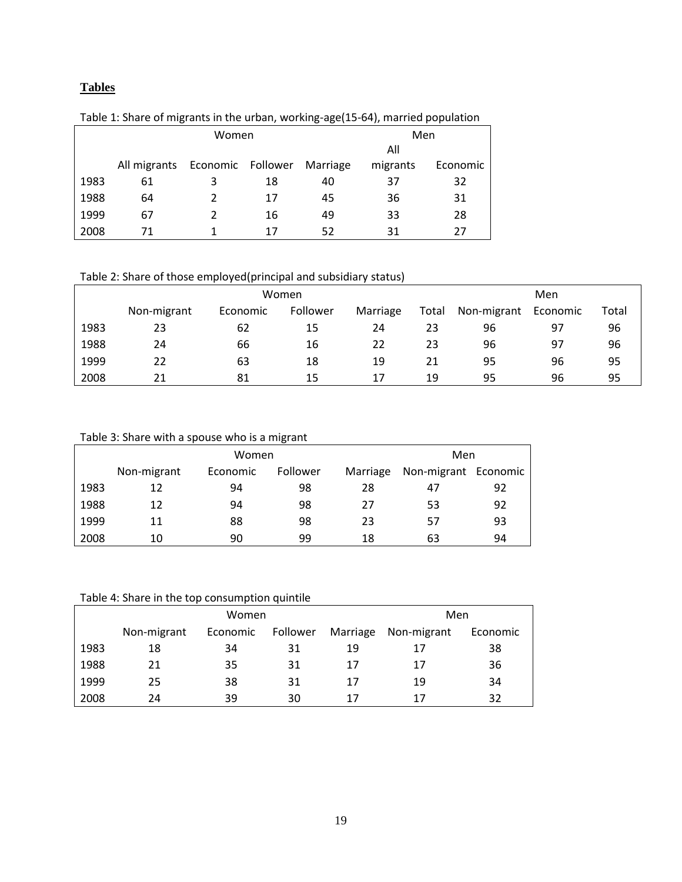## Tables

Table 1: Share of migrants in the urban, working-age(15-64), married population

| | Women | | | | Men | |
|---|---|---|---|---|---|---|
| | All migrants | Economic | Follower | Marriage | All migrants | Economic |
| 1983 | 61 | 3 | 18 | 40 | 37 | 32 |
| 1988 | 64 | 2 | 17 | 45 | 36 | 31 |
| 1999 | 67 | 2 | 16 | 49 | 33 | 28 |
| 2008 | 71 | 1 | 17 | 52 | 31 | 27 |

Table 2: Share of those employed(principal and subsidiary status)

| | Women | | | | | Men | | |
|---|---|---|---|---|---|---|---|---|
| | Non-migrant | Economic | Follower | Marriage | Total | Non-migrant | Economic | Total |
| 1983 | 23 | 62 | 15 | 24 | 23 | 96 | 97 | 96 |
| 1988 | 24 | 66 | 16 | 22 | 23 | 96 | 97 | 96 |
| 1999 | 22 | 63 | 18 | 19 | 21 | 95 | 96 | 95 |
| 2008 | 21 | 81 | 15 | 17 | 19 | 95 | 96 | 95 |

Table 3: Share with a spouse who is a migrant

| | Women | | | | Men | |
|---|---|---|---|---|---|---|
| | Non-migrant | Economic | Follower | Marriage | Non-migrant | Economic |
| 1983 | 12 | 94 | 98 | 28 | 47 | 92 |
| 1988 | 12 | 94 | 98 | 27 | 53 | 92 |
| 1999 | 11 | 88 | 98 | 23 | 57 | 93 |
| 2008 | 10 | 90 | 99 | 18 | 63 | 94 |

Table 4: Share in the top consumption quintile

| | Women | | | | Men | |
|---|---|---|---|---|---|---|
| | Non-migrant | Economic | Follower | Marriage | Non-migrant | Economic |
| 1983 | 18 | 34 | 31 | 19 | 17 | 38 |
| 1988 | 21 | 35 | 31 | 17 | 17 | 36 |
| 1999 | 25 | 38 | 31 | 17 | 19 | 34 |
| 2008 | 24 | 39 | 30 | 17 | 17 | 32 |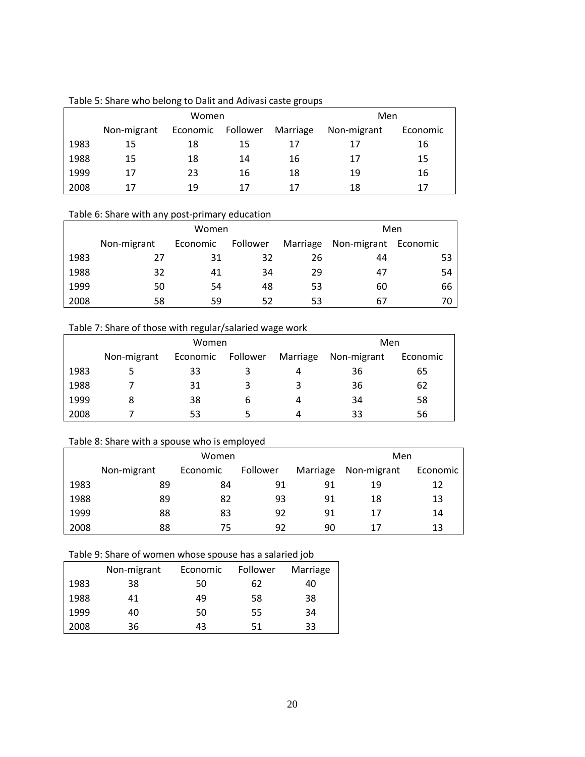Table 5: Share who belong to Dalit and Adivasi caste groups

| | Women | | | | Men | |
|---|---|---|---|---|---|---|
| | Non-migrant | Economic | Follower | Marriage | Non-migrant | Economic |
| 1983 | 15 | 18 | 15 | 17 | 17 | 16 |
| 1988 | 15 | 18 | 14 | 16 | 17 | 15 |
| 1999 | 17 | 23 | 16 | 18 | 19 | 16 |
| 2008 | 17 | 19 | 17 | 17 | 18 | 17 |

Table 6: Share with any post-primary education

| | Women | | | | Men | |
|---|---|---|---|---|---|---|
| | Non-migrant | Economic | Follower | Marriage | Non-migrant | Economic |
| 1983 | 27 | 31 | 32 | 26 | 44 | 53 |
| 1988 | 32 | 41 | 34 | 29 | 47 | 54 |
| 1999 | 50 | 54 | 48 | 53 | 60 | 66 |
| 2008 | 58 | 59 | 52 | 53 | 67 | 70 |

Table 7: Share of those with regular/salaried wage work

| | Women | | | | Men | |
|---|---|---|---|---|---|---|
| | Non-migrant | Economic | Follower | Marriage | Non-migrant | Economic |
| 1983 | 5 | 33 | 3 | 4 | 36 | 65 |
| 1988 | 7 | 31 | 3 | 3 | 36 | 62 |
| 1999 | 8 | 38 | 6 | 4 | 34 | 58 |
| 2008 | 7 | 53 | 5 | 4 | 33 | 56 |

Table 8: Share with a spouse who is employed

| | Women | | | | Men | |
|---|---|---|---|---|---|---|
| | Non-migrant | Economic | Follower | Marriage | Non-migrant | Economic |
| 1983 | 89 | 84 | 91 | 91 | 19 | 12 |
| 1988 | 89 | 82 | 93 | 91 | 18 | 13 |
| 1999 | 88 | 83 | 92 | 91 | 17 | 14 |
| 2008 | 88 | 75 | 92 | 90 | 17 | 13 |

Table 9: Share of women whose spouse has a salaried job

| | Non-migrant | Economic | Follower | Marriage |
|---|---|---|---|---|
| 1983 | 38 | 50 | 62 | 40 |
| 1988 | 41 | 49 | 58 | 38 |
| 1999 | 40 | 50 | 55 | 34 |
| 2008 | 36 | 43 | 51 | 33 |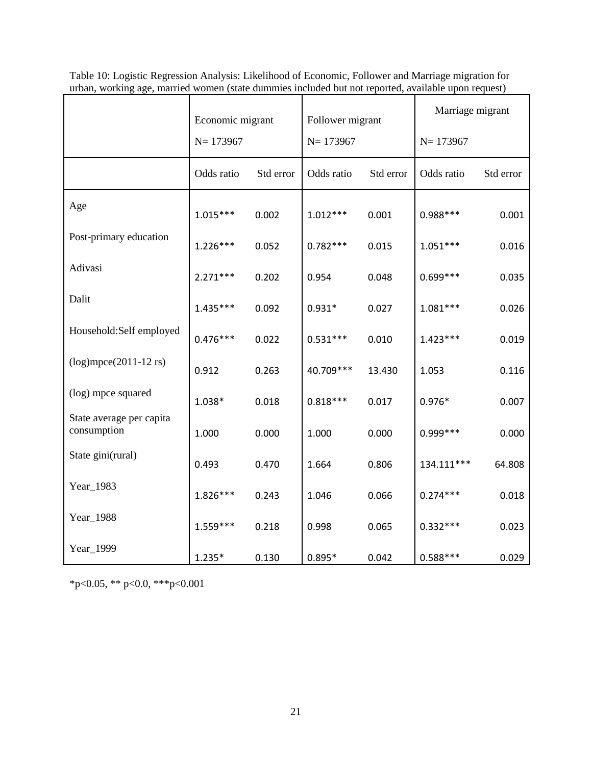Table 10: Logistic Regression Analysis: Likelihood of Economic, Follower and Marriage migration for urban, working age, married women (state dummies included but not reported, available upon request)

| | Economic migrant N= 173967 | | Follower migrant N= 173967 | | Marriage migrant N= 173967 | |
|---|---|---|---|---|---|---|
| | Odds ratio | Std error | Odds ratio | Std error | Odds ratio | Std error |
| Age | 1.015*** | 0.002 | 1.012*** | 0.001 | 0.988*** | 0.001 |
| Post-primary education | 1.226*** | 0.052 | 0.782*** | 0.015 | 1.051*** | 0.016 |
| Adivasi | 2.271*** | 0.202 | 0.954 | 0.048 | 0.699*** | 0.035 |
| Dalit | 1.435*** | 0.092 | 0.931* | 0.027 | 1.081*** | 0.026 |
| Household:Self employed | 0.476*** | 0.022 | 0.531*** | 0.010 | 1.423*** | 0.019 |
| (log)mpce(2011-12 rs) | 0.912 | 0.263 | 40.709*** | 13.430 | 1.053 | 0.116 |
| (log) mpce squared | 1.038* | 0.018 | 0.818*** | 0.017 | 0.976* | 0.007 |
| State average per capita consumption | 1.000 | 0.000 | 1.000 | 0.000 | 0.999*** | 0.000 |
| State gini(rural) | 0.493 | 0.470 | 1.664 | 0.806 | 134.111*** | 64.808 |
| Year_1983 | 1.826*** | 0.243 | 1.046 | 0.066 | 0.274*** | 0.018 |
| Year_1988 | 1.559*** | 0.218 | 0.998 | 0.065 | 0.332*** | 0.023 |
| Year_1999 | 1.235* | 0.130 | 0.895* | 0.042 | 0.588*** | 0.029 |

*p<0.05, ** p<0.0, ***p<0.001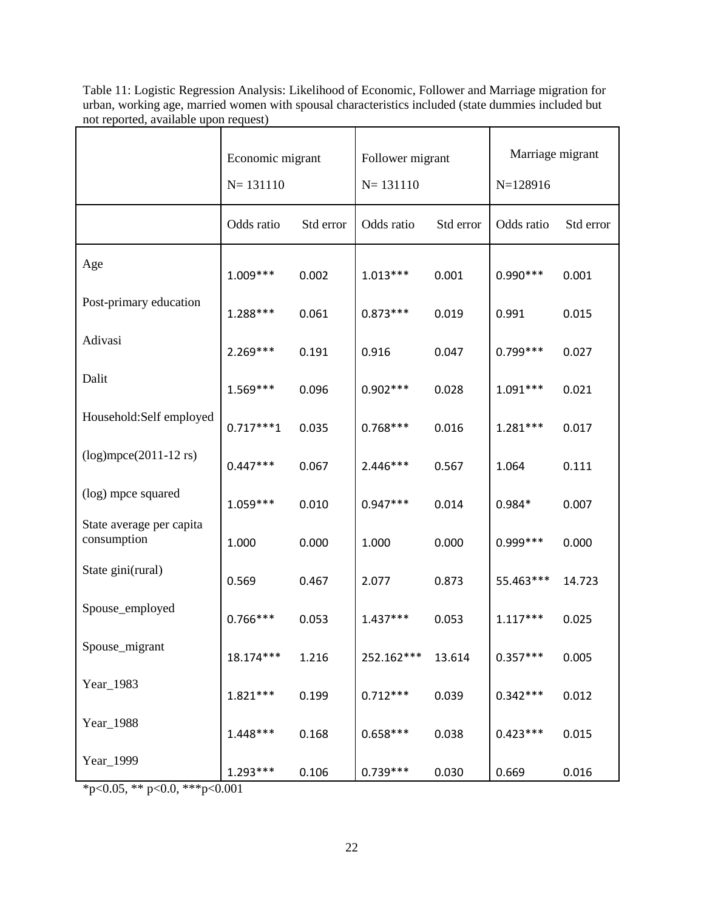Table 11: Logistic Regression Analysis: Likelihood of Economic, Follower and Marriage migration for urban, working age, married women with spousal characteristics included (state dummies included but not reported, available upon request)

| | Economic migrant N= 131110 | | Follower migrant N= 131110 | | Marriage migrant N=128916 | |
|---|---|---|---|---|---|---|
| | Odds ratio | Std error | Odds ratio | Std error | Odds ratio | Std error |
| Age | 1.009*** | 0.002 | 1.013*** | 0.001 | 0.990*** | 0.001 |
| Post-primary education | 1.288*** | 0.061 | 0.873*** | 0.019 | 0.991 | 0.015 |
| Adivasi | 2.269*** | 0.191 | 0.916 | 0.047 | 0.799*** | 0.027 |
| Dalit | 1.569*** | 0.096 | 0.902*** | 0.028 | 1.091*** | 0.021 |
| Household:Self employed | 0.717***1 | 0.035 | 0.768*** | 0.016 | 1.281*** | 0.017 |
| (log)mpce(2011-12 rs) | 0.447*** | 0.067 | 2.446*** | 0.567 | 1.064 | 0.111 |
| (log) mpce squared | 1.059*** | 0.010 | 0.947*** | 0.014 | 0.984* | 0.007 |
| State average per capita consumption | 1.000 | 0.000 | 1.000 | 0.000 | 0.999*** | 0.000 |
| State gini(rural) | 0.569 | 0.467 | 2.077 | 0.873 | 55.463*** | 14.723 |
| Spouse_employed | 0.766*** | 0.053 | 1.437*** | 0.053 | 1.117*** | 0.025 |
| Spouse_migrant | 18.174*** | 1.216 | 252.162*** | 13.614 | 0.357*** | 0.005 |
| Year_1983 | 1.821*** | 0.199 | 0.712*** | 0.039 | 0.342*** | 0.012 |
| Year_1988 | 1.448*** | 0.168 | 0.658*** | 0.038 | 0.423*** | 0.015 |
| Year_1999 | 1.293*** | 0.106 | 0.739*** | 0.030 | 0.669 | 0.016 |

*p<0.05, ** p<0.0, ***p<0.001